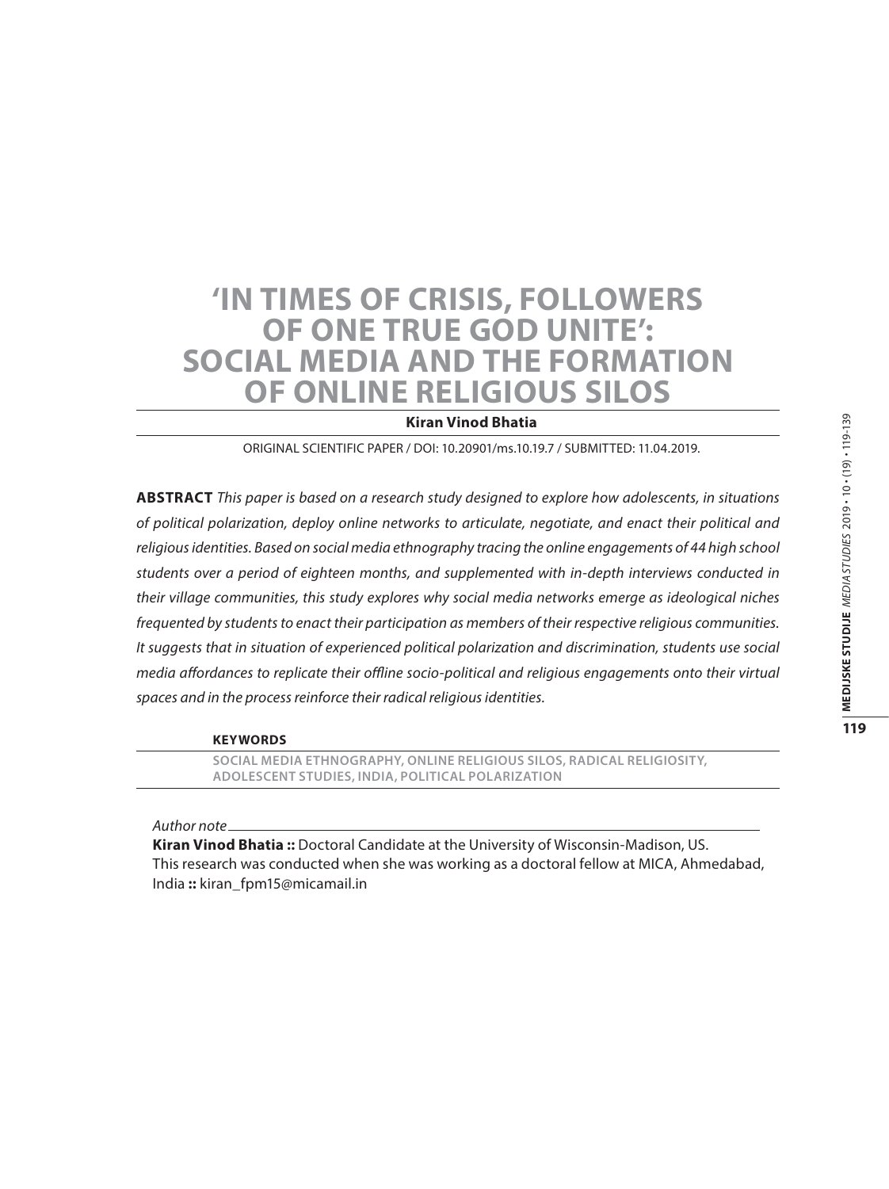# 'IN TIMES OF CRISIS, FOLLOWERS OF ONE TRUE GOD UNITE': SOCIAL MEDIA AND THE FORMATION OF ONLINE RELIGIOUS SILOS

**Kiran Vinod Bhatia**

ORIGINAL SCIENTIFIC PAPER / DOI: 10.20901/ms.10.19.7 / SUBMITTED: 11.04.2019.

**ABSTRACT** *This paper is based on a research study designed to explore how adolescents, in situations of political polarization, deploy online networks to articulate, negotiate, and enact their political and religious identities. Based on social media ethnography tracing the online engagements of 44 high school students over a period of eighteen months, and supplemented with in-depth interviews conducted in their village communities, this study explores why social media networks emerge as ideological niches frequented by students to enact their participation as members of their respective religious communities. It suggests that in situation of experienced political polarization and discrimination, students use social media affordances to replicate their offline socio-political and religious engagements onto their virtual spaces and in the process reinforce their radical religious identities.*

**KEYWORDS**

SOCIAL MEDIA ETHNOGRAPHY, ONLINE RELIGIOUS SILOS, RADICAL RELIGIOSITY, ADOLESCENT STUDIES, INDIA, POLITICAL POLARIZATION

*Author note*

**Kiran Vinod Bhatia ::** Doctoral Candidate at the University of Wisconsin-Madison, US. This research was conducted when she was working as a doctoral fellow at MICA, Ahmedabad, India **::** kiran_fpm15@micamail.in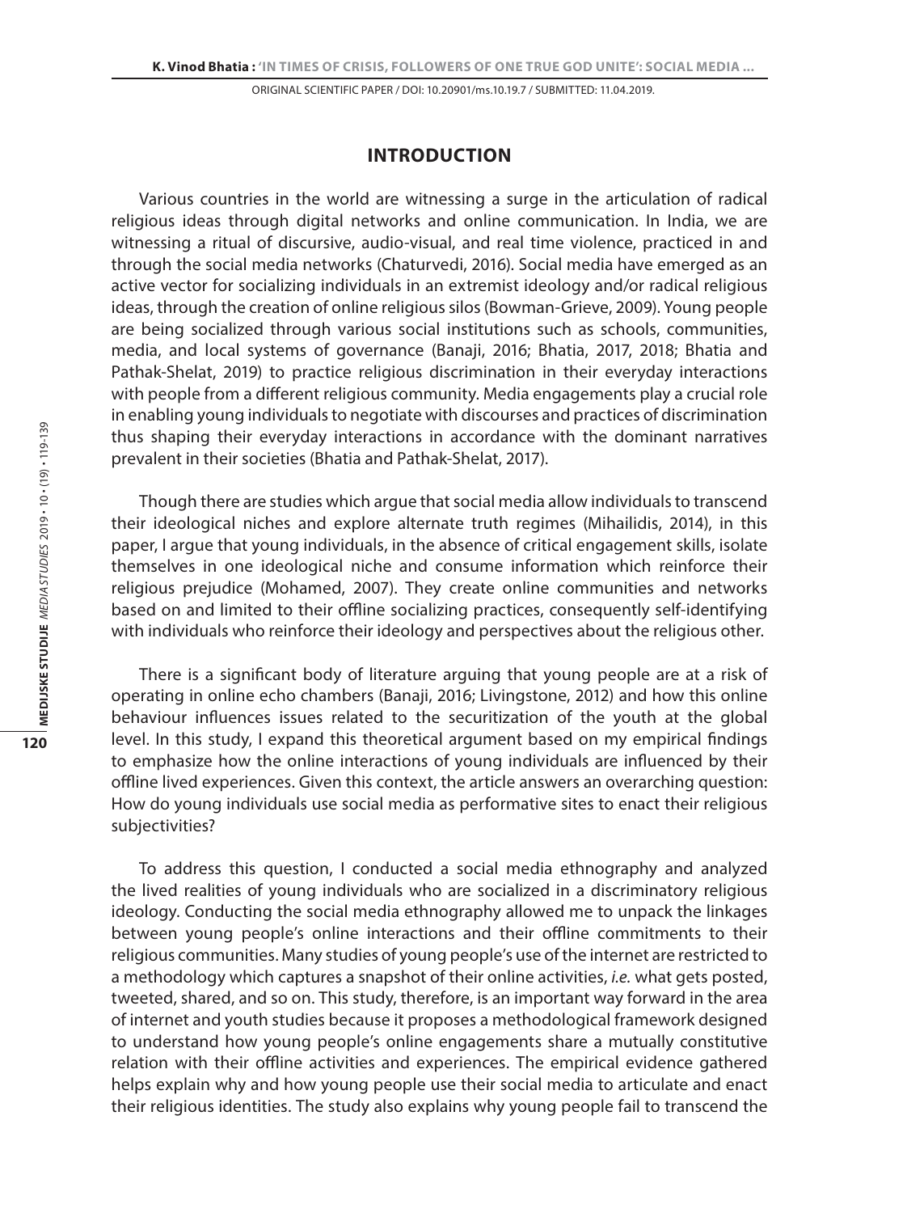## INTRODUCTION

Various countries in the world are witnessing a surge in the articulation of radical religious ideas through digital networks and online communication. In India, we are witnessing a ritual of discursive, audio-visual, and real time violence, practiced in and through the social media networks (Chaturvedi, 2016). Social media have emerged as an active vector for socializing individuals in an extremist ideology and/or radical religious ideas, through the creation of online religious silos (Bowman-Grieve, 2009). Young people are being socialized through various social institutions such as schools, communities, media, and local systems of governance (Banaji, 2016; Bhatia, 2017, 2018; Bhatia and Pathak-Shelat, 2019) to practice religious discrimination in their everyday interactions with people from a different religious community. Media engagements play a crucial role in enabling young individuals to negotiate with discourses and practices of discrimination thus shaping their everyday interactions in accordance with the dominant narratives prevalent in their societies (Bhatia and Pathak-Shelat, 2017).

Though there are studies which argue that social media allow individuals to transcend their ideological niches and explore alternate truth regimes (Mihailidis, 2014), in this paper, I argue that young individuals, in the absence of critical engagement skills, isolate themselves in one ideological niche and consume information which reinforce their religious prejudice (Mohamed, 2007). They create online communities and networks based on and limited to their offline socializing practices, consequently self-identifying with individuals who reinforce their ideology and perspectives about the religious other.

There is a significant body of literature arguing that young people are at a risk of operating in online echo chambers (Banaji, 2016; Livingstone, 2012) and how this online behaviour influences issues related to the securitization of the youth at the global level. In this study, I expand this theoretical argument based on my empirical findings to emphasize how the online interactions of young individuals are influenced by their offline lived experiences. Given this context, the article answers an overarching question: How do young individuals use social media as performative sites to enact their religious subjectivities?

To address this question, I conducted a social media ethnography and analyzed the lived realities of young individuals who are socialized in a discriminatory religious ideology. Conducting the social media ethnography allowed me to unpack the linkages between young people's online interactions and their offline commitments to their religious communities. Many studies of young people's use of the internet are restricted to a methodology which captures a snapshot of their online activities, *i.e.* what gets posted, tweeted, shared, and so on. This study, therefore, is an important way forward in the area of internet and youth studies because it proposes a methodological framework designed to understand how young people's online engagements share a mutually constitutive relation with their offline activities and experiences. The empirical evidence gathered helps explain why and how young people use their social media to articulate and enact their religious identities. The study also explains why young people fail to transcend the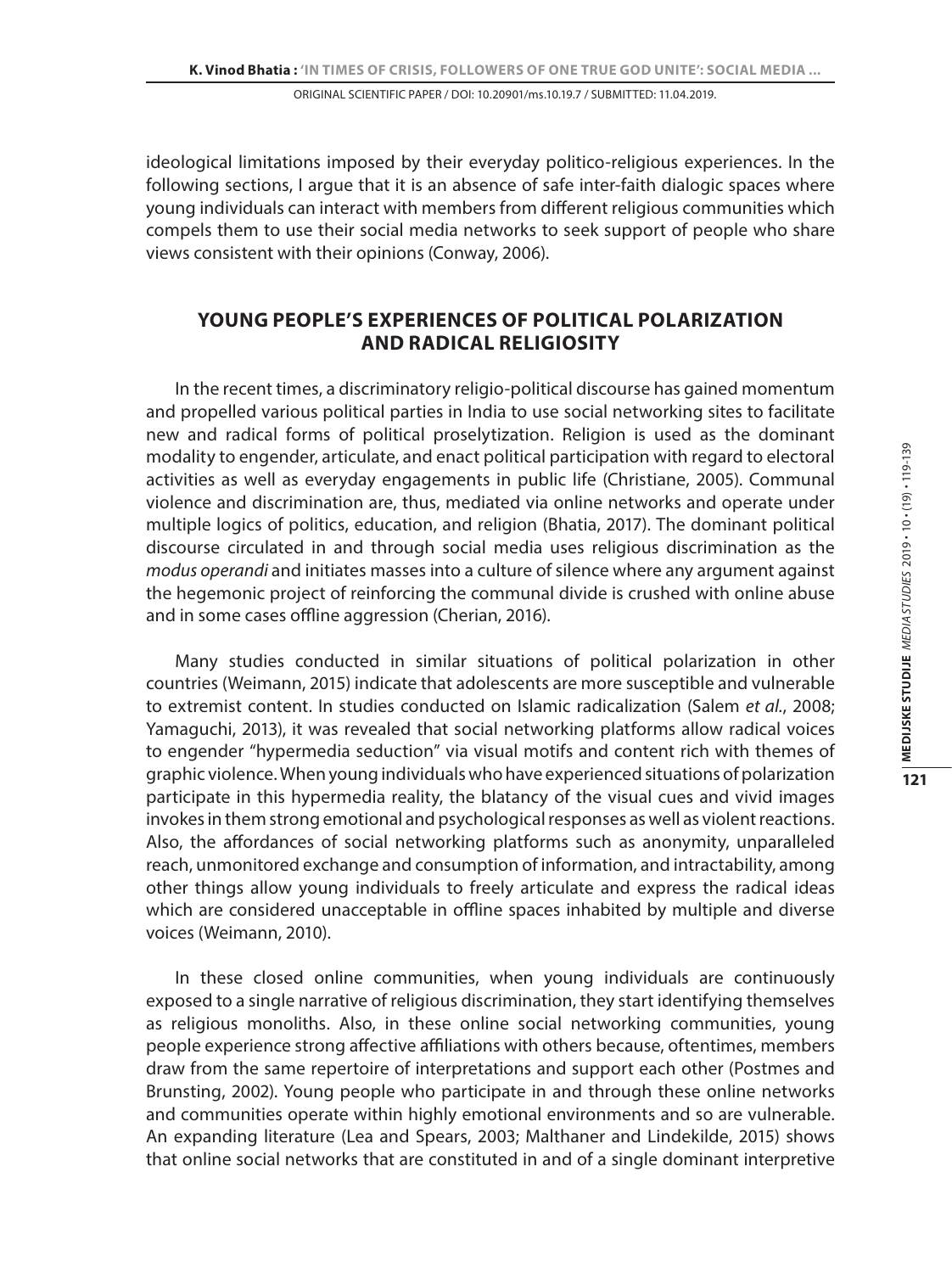ideological limitations imposed by their everyday politico-religious experiences. In the following sections, I argue that it is an absence of safe inter-faith dialogic spaces where young individuals can interact with members from different religious communities which compels them to use their social media networks to seek support of people who share views consistent with their opinions (Conway, 2006).

## YOUNG PEOPLE'S EXPERIENCES OF POLITICAL POLARIZATION AND RADICAL RELIGIOSITY

In the recent times, a discriminatory religio-political discourse has gained momentum and propelled various political parties in India to use social networking sites to facilitate new and radical forms of political proselytization. Religion is used as the dominant modality to engender, articulate, and enact political participation with regard to electoral activities as well as everyday engagements in public life (Christiane, 2005). Communal violence and discrimination are, thus, mediated via online networks and operate under multiple logics of politics, education, and religion (Bhatia, 2017). The dominant political discourse circulated in and through social media uses religious discrimination as the *modus operandi* and initiates masses into a culture of silence where any argument against the hegemonic project of reinforcing the communal divide is crushed with online abuse and in some cases offline aggression (Cherian, 2016).

Many studies conducted in similar situations of political polarization in other countries (Weimann, 2015) indicate that adolescents are more susceptible and vulnerable to extremist content. In studies conducted on Islamic radicalization (Salem *et al*., 2008; Yamaguchi, 2013), it was revealed that social networking platforms allow radical voices to engender "hypermedia seduction" via visual motifs and content rich with themes of graphic violence. When young individuals who have experienced situations of polarization participate in this hypermedia reality, the blatancy of the visual cues and vivid images invokes in them strong emotional and psychological responses as well as violent reactions. Also, the affordances of social networking platforms such as anonymity, unparalleled reach, unmonitored exchange and consumption of information, and intractability, among other things allow young individuals to freely articulate and express the radical ideas which are considered unacceptable in offline spaces inhabited by multiple and diverse voices (Weimann, 2010).

In these closed online communities, when young individuals are continuously exposed to a single narrative of religious discrimination, they start identifying themselves as religious monoliths. Also, in these online social networking communities, young people experience strong affective affiliations with others because, oftentimes, members draw from the same repertoire of interpretations and support each other (Postmes and Brunsting, 2002). Young people who participate in and through these online networks and communities operate within highly emotional environments and so are vulnerable. An expanding literature (Lea and Spears, 2003; Malthaner and Lindekilde, 2015) shows that online social networks that are constituted in and of a single dominant interpretive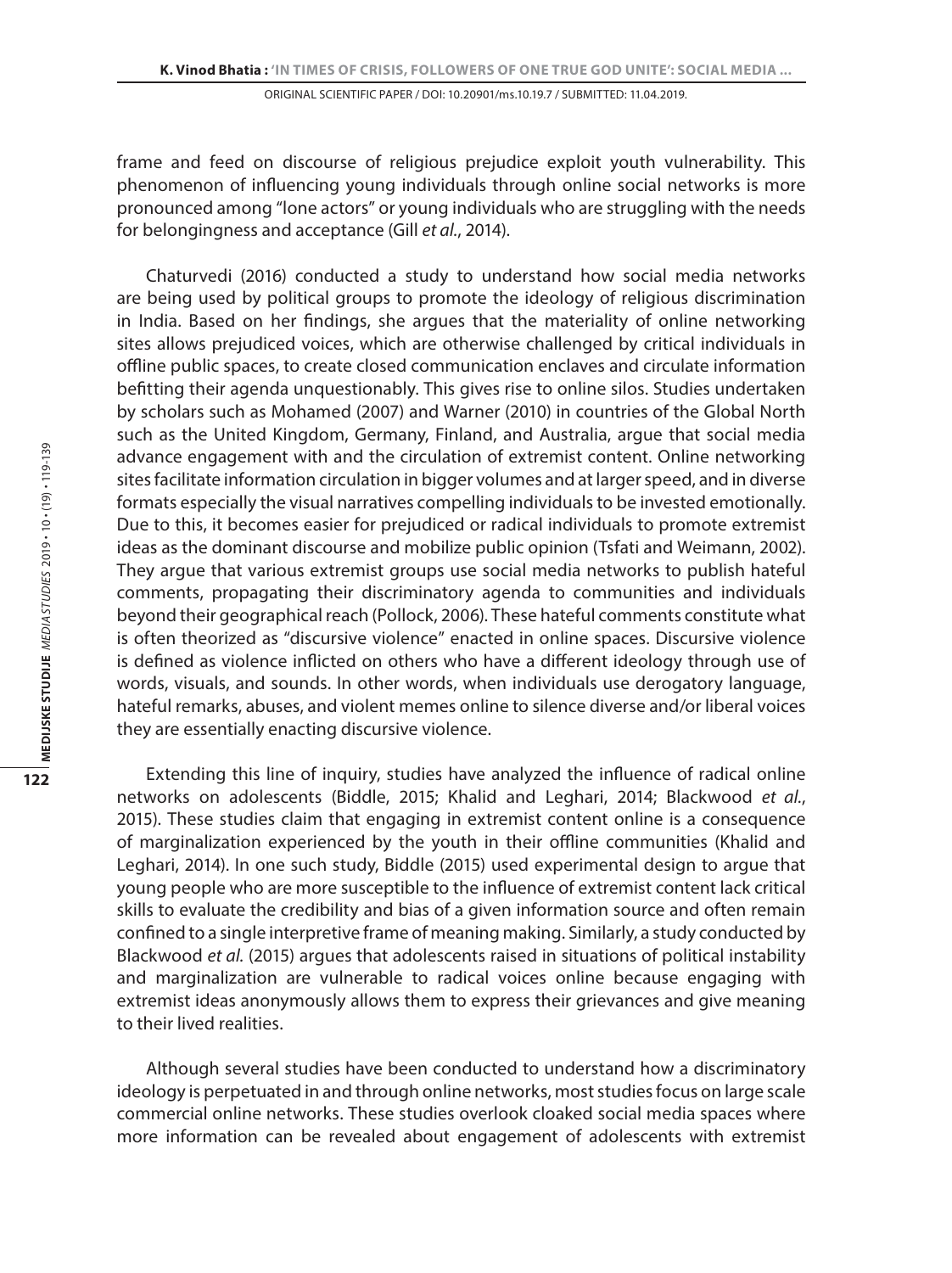frame and feed on discourse of religious prejudice exploit youth vulnerability. This phenomenon of influencing young individuals through online social networks is more pronounced among "lone actors" or young individuals who are struggling with the needs for belongingness and acceptance (Gill *et al.*, 2014).

Chaturvedi (2016) conducted a study to understand how social media networks are being used by political groups to promote the ideology of religious discrimination in India. Based on her findings, she argues that the materiality of online networking sites allows prejudiced voices, which are otherwise challenged by critical individuals in offline public spaces, to create closed communication enclaves and circulate information befitting their agenda unquestionably. This gives rise to online silos. Studies undertaken by scholars such as Mohamed (2007) and Warner (2010) in countries of the Global North such as the United Kingdom, Germany, Finland, and Australia, argue that social media advance engagement with and the circulation of extremist content. Online networking sites facilitate information circulation in bigger volumes and at larger speed, and in diverse formats especially the visual narratives compelling individuals to be invested emotionally. Due to this, it becomes easier for prejudiced or radical individuals to promote extremist ideas as the dominant discourse and mobilize public opinion (Tsfati and Weimann, 2002). They argue that various extremist groups use social media networks to publish hateful comments, propagating their discriminatory agenda to communities and individuals beyond their geographical reach (Pollock, 2006). These hateful comments constitute what is often theorized as "discursive violence" enacted in online spaces. Discursive violence is defined as violence inflicted on others who have a different ideology through use of words, visuals, and sounds. In other words, when individuals use derogatory language, hateful remarks, abuses, and violent memes online to silence diverse and/or liberal voices they are essentially enacting discursive violence.

Extending this line of inquiry, studies have analyzed the influence of radical online networks on adolescents (Biddle, 2015; Khalid and Leghari, 2014; Blackwood *et al.*, 2015). These studies claim that engaging in extremist content online is a consequence of marginalization experienced by the youth in their offline communities (Khalid and Leghari, 2014). In one such study, Biddle (2015) used experimental design to argue that young people who are more susceptible to the influence of extremist content lack critical skills to evaluate the credibility and bias of a given information source and often remain confined to a single interpretive frame of meaning making. Similarly, a study conducted by Blackwood *et al.* (2015) argues that adolescents raised in situations of political instability and marginalization are vulnerable to radical voices online because engaging with extremist ideas anonymously allows them to express their grievances and give meaning to their lived realities.

Although several studies have been conducted to understand how a discriminatory ideology is perpetuated in and through online networks, most studies focus on large scale commercial online networks. These studies overlook cloaked social media spaces where more information can be revealed about engagement of adolescents with extremist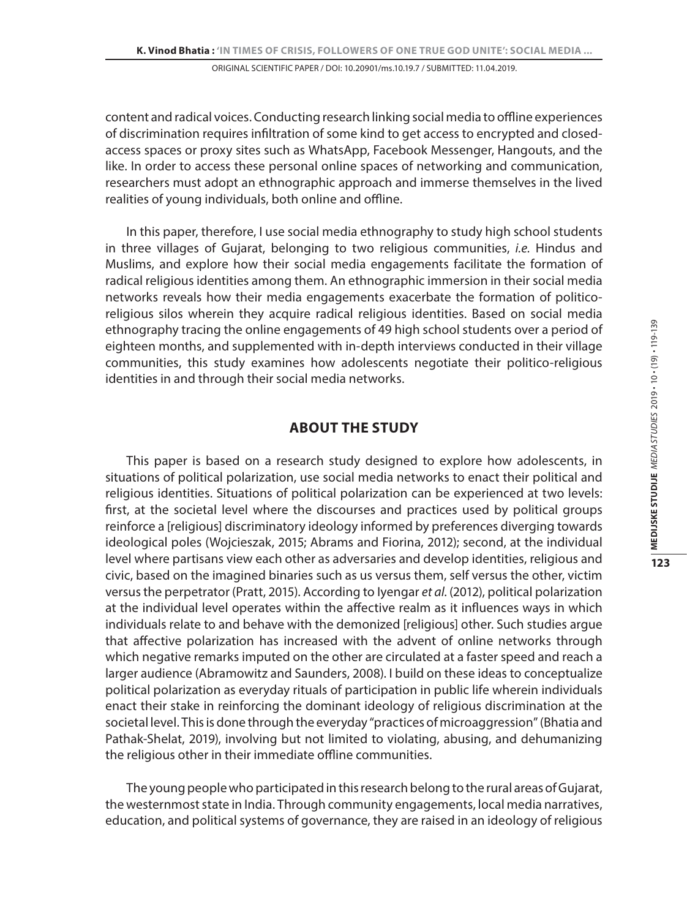content and radical voices. Conducting research linking social media to offline experiences of discrimination requires infiltration of some kind to get access to encrypted and closed-access spaces or proxy sites such as WhatsApp, Facebook Messenger, Hangouts, and the like. In order to access these personal online spaces of networking and communication, researchers must adopt an ethnographic approach and immerse themselves in the lived realities of young individuals, both online and offline.

In this paper, therefore, I use social media ethnography to study high school students in three villages of Gujarat, belonging to two religious communities, *i.e.* Hindus and Muslims, and explore how their social media engagements facilitate the formation of radical religious identities among them. An ethnographic immersion in their social media networks reveals how their media engagements exacerbate the formation of politico-religious silos wherein they acquire radical religious identities. Based on social media ethnography tracing the online engagements of 49 high school students over a period of eighteen months, and supplemented with in-depth interviews conducted in their village communities, this study examines how adolescents negotiate their politico-religious identities in and through their social media networks.

## ABOUT THE STUDY

This paper is based on a research study designed to explore how adolescents, in situations of political polarization, use social media networks to enact their political and religious identities. Situations of political polarization can be experienced at two levels: first, at the societal level where the discourses and practices used by political groups reinforce a [religious] discriminatory ideology informed by preferences diverging towards ideological poles (Wojcieszak, 2015; Abrams and Fiorina, 2012); second, at the individual level where partisans view each other as adversaries and develop identities, religious and civic, based on the imagined binaries such as us versus them, self versus the other, victim versus the perpetrator (Pratt, 2015). According to Iyengar *et al.* (2012), political polarization at the individual level operates within the affective realm as it influences ways in which individuals relate to and behave with the demonized [religious] other. Such studies argue that affective polarization has increased with the advent of online networks through which negative remarks imputed on the other are circulated at a faster speed and reach a larger audience (Abramowitz and Saunders, 2008). I build on these ideas to conceptualize political polarization as everyday rituals of participation in public life wherein individuals enact their stake in reinforcing the dominant ideology of religious discrimination at the societal level. This is done through the everyday "practices of microaggression" (Bhatia and Pathak-Shelat, 2019), involving but not limited to violating, abusing, and dehumanizing the religious other in their immediate offline communities.

The young people who participated in this research belong to the rural areas of Gujarat, the westernmost state in India. Through community engagements, local media narratives, education, and political systems of governance, they are raised in an ideology of religious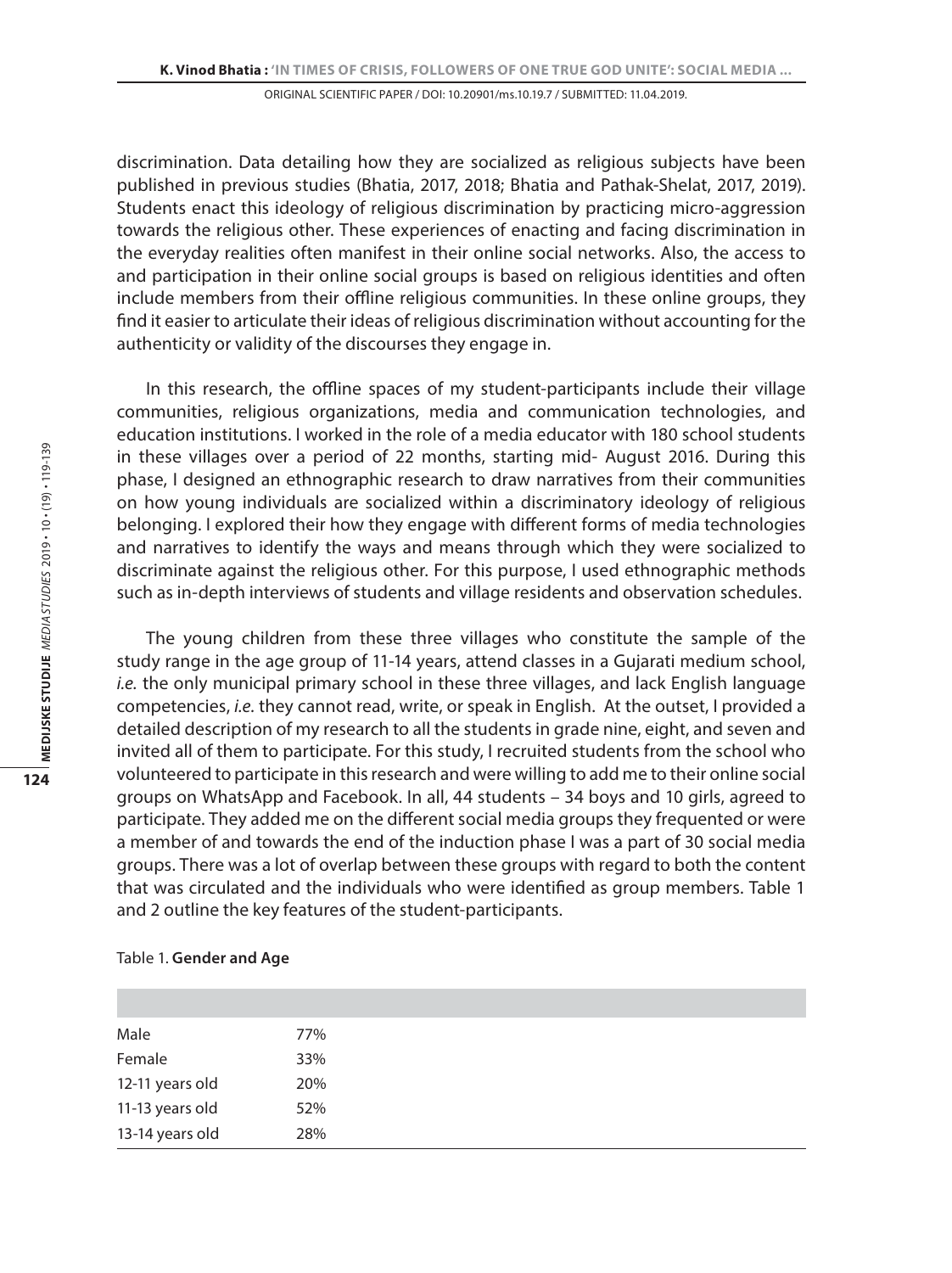discrimination. Data detailing how they are socialized as religious subjects have been published in previous studies (Bhatia, 2017, 2018; Bhatia and Pathak-Shelat, 2017, 2019). Students enact this ideology of religious discrimination by practicing micro-aggression towards the religious other. These experiences of enacting and facing discrimination in the everyday realities often manifest in their online social networks. Also, the access to and participation in their online social groups is based on religious identities and often include members from their offline religious communities. In these online groups, they find it easier to articulate their ideas of religious discrimination without accounting for the authenticity or validity of the discourses they engage in.

In this research, the offline spaces of my student-participants include their village communities, religious organizations, media and communication technologies, and education institutions. I worked in the role of a media educator with 180 school students in these villages over a period of 22 months, starting mid- August 2016. During this phase, I designed an ethnographic research to draw narratives from their communities on how young individuals are socialized within a discriminatory ideology of religious belonging. I explored their how they engage with different forms of media technologies and narratives to identify the ways and means through which they were socialized to discriminate against the religious other. For this purpose, I used ethnographic methods such as in-depth interviews of students and village residents and observation schedules.

The young children from these three villages who constitute the sample of the study range in the age group of 11-14 years, attend classes in a Gujarati medium school, *i.e.* the only municipal primary school in these three villages, and lack English language competencies, *i.e.* they cannot read, write, or speak in English. At the outset, I provided a detailed description of my research to all the students in grade nine, eight, and seven and invited all of them to participate. For this study, I recruited students from the school who volunteered to participate in this research and were willing to add me to their online social groups on WhatsApp and Facebook. In all, 44 students – 34 boys and 10 girls, agreed to participate. They added me on the different social media groups they frequented or were a member of and towards the end of the induction phase I was a part of 30 social media groups. There was a lot of overlap between these groups with regard to both the content that was circulated and the individuals who were identified as group members. Table 1 and 2 outline the key features of the student-participants.

Table 1. **Gender and Age**

| | |
|---|---|
| Male | 77% |
| Female | 33% |
| 12-11 years old | 20% |
| 11-13 years old | 52% |
| 13-14 years old | 28% |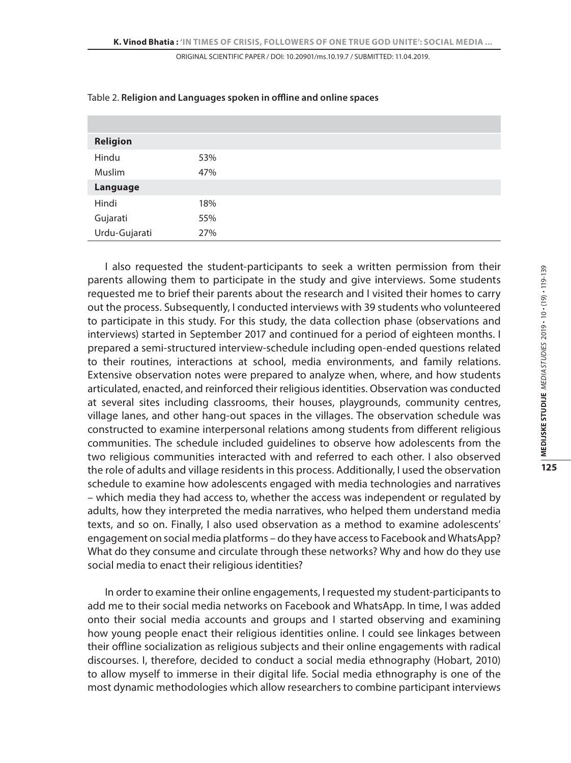Table 2. **Religion and Languages spoken in offline and online spaces**

| | |
|---|---|
| **Religion** | |
| Hindu | 53% |
| Muslim | 47% |
| **Language** | |
| Hindi | 18% |
| Gujarati | 55% |
| Urdu-Gujarati | 27% |

I also requested the student-participants to seek a written permission from their parents allowing them to participate in the study and give interviews. Some students requested me to brief their parents about the research and I visited their homes to carry out the process. Subsequently, I conducted interviews with 39 students who volunteered to participate in this study. For this study, the data collection phase (observations and interviews) started in September 2017 and continued for a period of eighteen months. I prepared a semi-structured interview-schedule including open-ended questions related to their routines, interactions at school, media environments, and family relations. Extensive observation notes were prepared to analyze when, where, and how students articulated, enacted, and reinforced their religious identities. Observation was conducted at several sites including classrooms, their houses, playgrounds, community centres, village lanes, and other hang-out spaces in the villages. The observation schedule was constructed to examine interpersonal relations among students from different religious communities. The schedule included guidelines to observe how adolescents from the two religious communities interacted with and referred to each other. I also observed the role of adults and village residents in this process. Additionally, I used the observation schedule to examine how adolescents engaged with media technologies and narratives – which media they had access to, whether the access was independent or regulated by adults, how they interpreted the media narratives, who helped them understand media texts, and so on. Finally, I also used observation as a method to examine adolescents' engagement on social media platforms – do they have access to Facebook and WhatsApp? What do they consume and circulate through these networks? Why and how do they use social media to enact their religious identities?

In order to examine their online engagements, I requested my student-participants to add me to their social media networks on Facebook and WhatsApp. In time, I was added onto their social media accounts and groups and I started observing and examining how young people enact their religious identities online. I could see linkages between their offline socialization as religious subjects and their online engagements with radical discourses. I, therefore, decided to conduct a social media ethnography (Hobart, 2010) to allow myself to immerse in their digital life. Social media ethnography is one of the most dynamic methodologies which allow researchers to combine participant interviews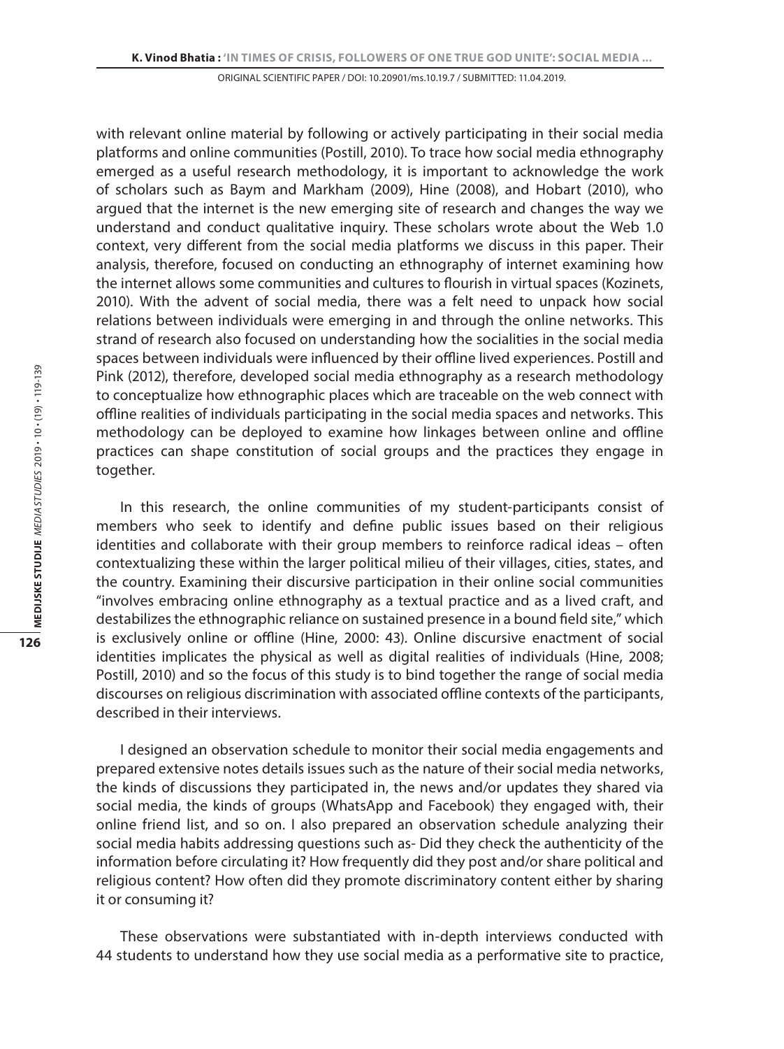with relevant online material by following or actively participating in their social media platforms and online communities (Postill, 2010). To trace how social media ethnography emerged as a useful research methodology, it is important to acknowledge the work of scholars such as Baym and Markham (2009), Hine (2008), and Hobart (2010), who argued that the internet is the new emerging site of research and changes the way we understand and conduct qualitative inquiry. These scholars wrote about the Web 1.0 context, very different from the social media platforms we discuss in this paper. Their analysis, therefore, focused on conducting an ethnography of internet examining how the internet allows some communities and cultures to flourish in virtual spaces (Kozinets, 2010). With the advent of social media, there was a felt need to unpack how social relations between individuals were emerging in and through the online networks. This strand of research also focused on understanding how the socialities in the social media spaces between individuals were influenced by their offline lived experiences. Postill and Pink (2012), therefore, developed social media ethnography as a research methodology to conceptualize how ethnographic places which are traceable on the web connect with offline realities of individuals participating in the social media spaces and networks. This methodology can be deployed to examine how linkages between online and offline practices can shape constitution of social groups and the practices they engage in together.

In this research, the online communities of my student-participants consist of members who seek to identify and define public issues based on their religious identities and collaborate with their group members to reinforce radical ideas – often contextualizing these within the larger political milieu of their villages, cities, states, and the country. Examining their discursive participation in their online social communities "involves embracing online ethnography as a textual practice and as a lived craft, and destabilizes the ethnographic reliance on sustained presence in a bound field site," which is exclusively online or offline (Hine, 2000: 43). Online discursive enactment of social identities implicates the physical as well as digital realities of individuals (Hine, 2008; Postill, 2010) and so the focus of this study is to bind together the range of social media discourses on religious discrimination with associated offline contexts of the participants, described in their interviews.

I designed an observation schedule to monitor their social media engagements and prepared extensive notes details issues such as the nature of their social media networks, the kinds of discussions they participated in, the news and/or updates they shared via social media, the kinds of groups (WhatsApp and Facebook) they engaged with, their online friend list, and so on. I also prepared an observation schedule analyzing their social media habits addressing questions such as- Did they check the authenticity of the information before circulating it? How frequently did they post and/or share political and religious content? How often did they promote discriminatory content either by sharing it or consuming it?

These observations were substantiated with in-depth interviews conducted with 44 students to understand how they use social media as a performative site to practice,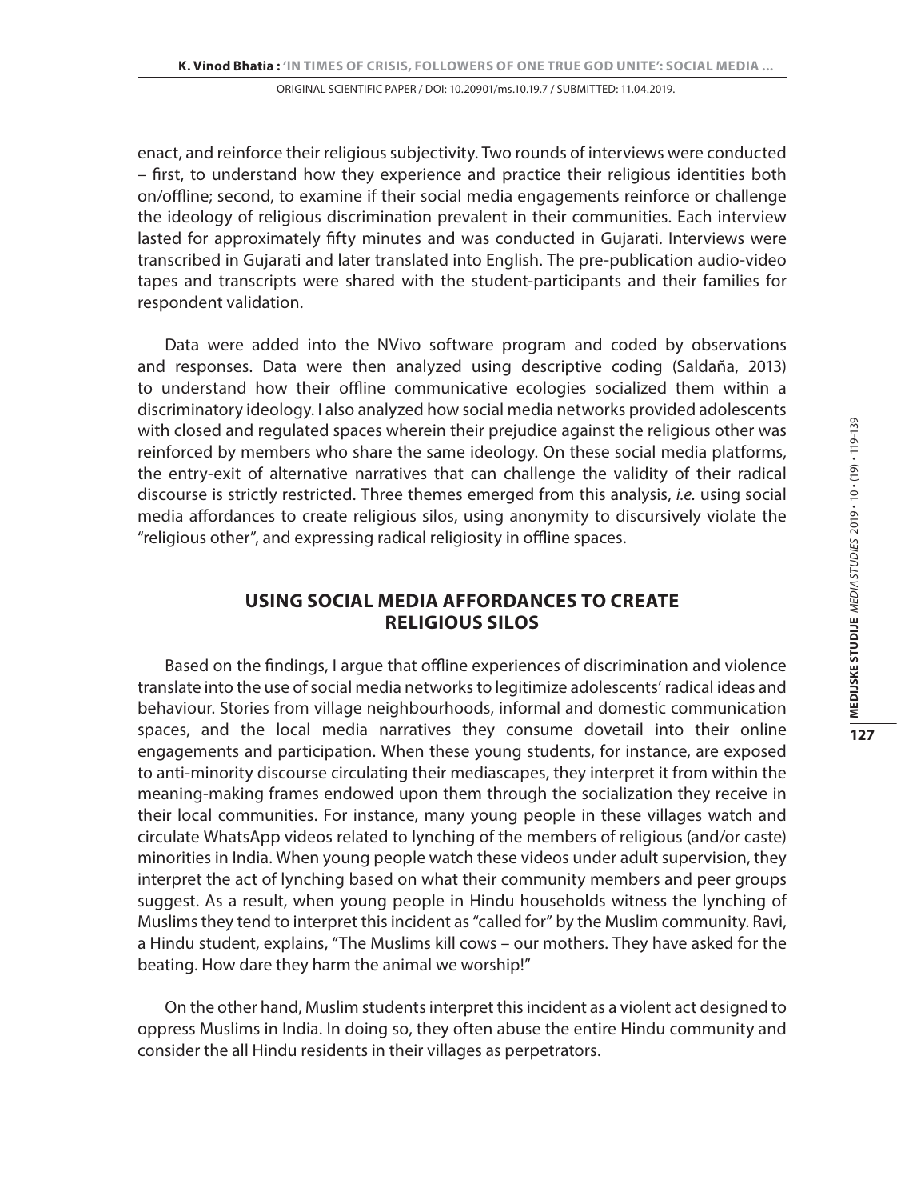enact, and reinforce their religious subjectivity. Two rounds of interviews were conducted – first, to understand how they experience and practice their religious identities both on/offline; second, to examine if their social media engagements reinforce or challenge the ideology of religious discrimination prevalent in their communities. Each interview lasted for approximately fifty minutes and was conducted in Gujarati. Interviews were transcribed in Gujarati and later translated into English. The pre-publication audio-video tapes and transcripts were shared with the student-participants and their families for respondent validation.

Data were added into the NVivo software program and coded by observations and responses. Data were then analyzed using descriptive coding (Saldaña, 2013) to understand how their offline communicative ecologies socialized them within a discriminatory ideology. I also analyzed how social media networks provided adolescents with closed and regulated spaces wherein their prejudice against the religious other was reinforced by members who share the same ideology. On these social media platforms, the entry-exit of alternative narratives that can challenge the validity of their radical discourse is strictly restricted. Three themes emerged from this analysis, *i.e.* using social media affordances to create religious silos, using anonymity to discursively violate the "religious other", and expressing radical religiosity in offline spaces.

## USING SOCIAL MEDIA AFFORDANCES TO CREATE RELIGIOUS SILOS

Based on the findings, I argue that offline experiences of discrimination and violence translate into the use of social media networks to legitimize adolescents' radical ideas and behaviour. Stories from village neighbourhoods, informal and domestic communication spaces, and the local media narratives they consume dovetail into their online engagements and participation. When these young students, for instance, are exposed to anti-minority discourse circulating their mediascapes, they interpret it from within the meaning-making frames endowed upon them through the socialization they receive in their local communities. For instance, many young people in these villages watch and circulate WhatsApp videos related to lynching of the members of religious (and/or caste) minorities in India. When young people watch these videos under adult supervision, they interpret the act of lynching based on what their community members and peer groups suggest. As a result, when young people in Hindu households witness the lynching of Muslims they tend to interpret this incident as "called for" by the Muslim community. Ravi, a Hindu student, explains, "The Muslims kill cows – our mothers. They have asked for the beating. How dare they harm the animal we worship!"

On the other hand, Muslim students interpret this incident as a violent act designed to oppress Muslims in India. In doing so, they often abuse the entire Hindu community and consider the all Hindu residents in their villages as perpetrators.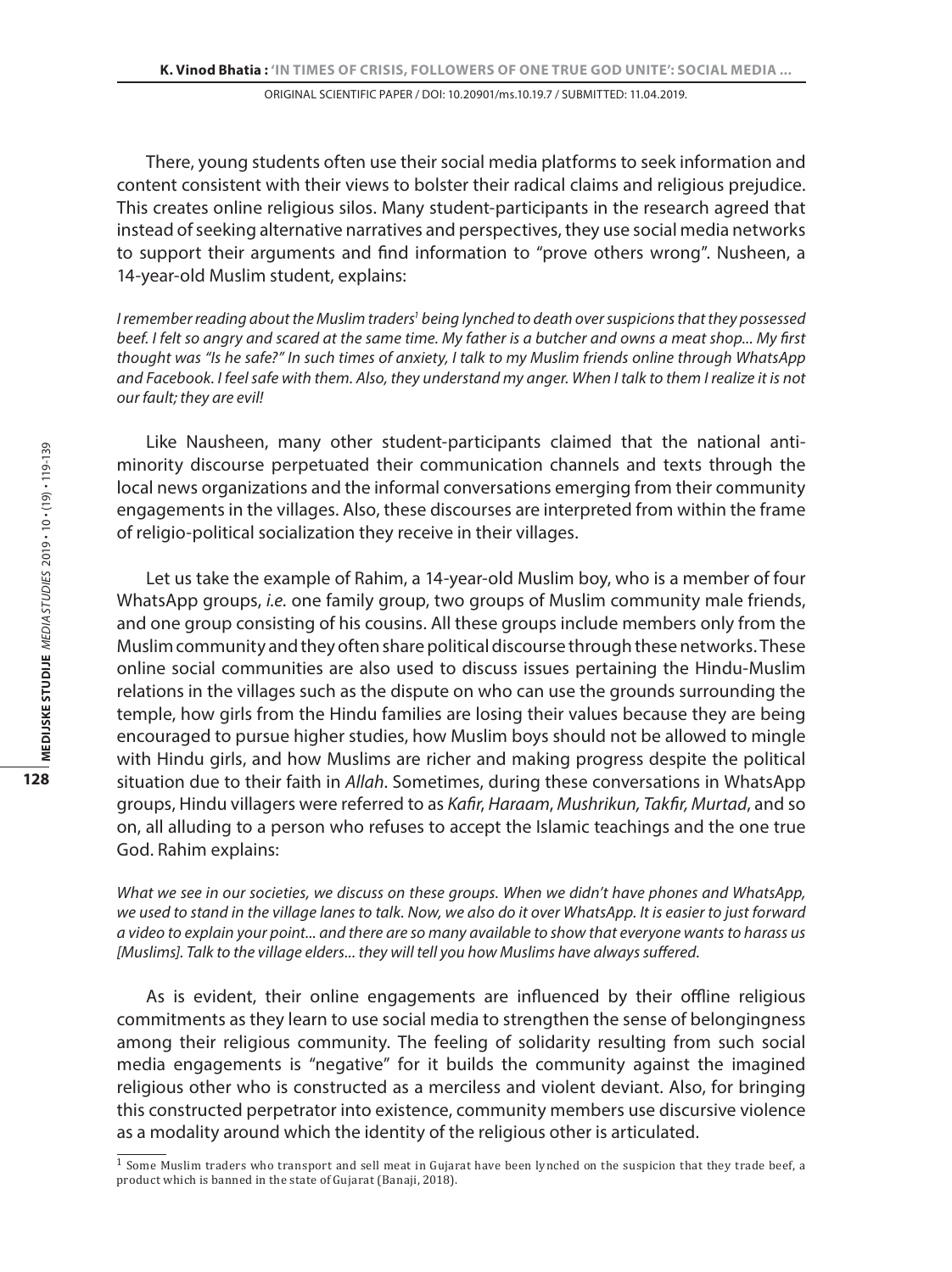There, young students often use their social media platforms to seek information and content consistent with their views to bolster their radical claims and religious prejudice. This creates online religious silos. Many student-participants in the research agreed that instead of seeking alternative narratives and perspectives, they use social media networks to support their arguments and find information to "prove others wrong". Nusheen, a 14-year-old Muslim student, explains:

*I remember reading about the Muslim traders[1] being lynched to death over suspicions that they possessed beef. I felt so angry and scared at the same time. My father is a butcher and owns a meat shop... My first thought was "Is he safe?" In such times of anxiety, I talk to my Muslim friends online through WhatsApp and Facebook. I feel safe with them. Also, they understand my anger. When I talk to them I realize it is not our fault; they are evil!*

Like Nausheen, many other student-participants claimed that the national anti-minority discourse perpetuated their communication channels and texts through the local news organizations and the informal conversations emerging from their community engagements in the villages. Also, these discourses are interpreted from within the frame of religio-political socialization they receive in their villages.

Let us take the example of Rahim, a 14-year-old Muslim boy, who is a member of four WhatsApp groups, *i.e.* one family group, two groups of Muslim community male friends, and one group consisting of his cousins. All these groups include members only from the Muslim community and they often share political discourse through these networks. These online social communities are also used to discuss issues pertaining the Hindu-Muslim relations in the villages such as the dispute on who can use the grounds surrounding the temple, how girls from the Hindu families are losing their values because they are being encouraged to pursue higher studies, how Muslim boys should not be allowed to mingle with Hindu girls, and how Muslims are richer and making progress despite the political situation due to their faith in *Allah*. Sometimes, during these conversations in WhatsApp groups, Hindu villagers were referred to as *Kafir*, *Haraam*, *Mushrikun, Takfir, Murtad*, and so on, all alluding to a person who refuses to accept the Islamic teachings and the one true God. Rahim explains:

*What we see in our societies, we discuss on these groups. When we didn't have phones and WhatsApp, we used to stand in the village lanes to talk. Now, we also do it over WhatsApp. It is easier to just forward a video to explain your point... and there are so many available to show that everyone wants to harass us [Muslims]. Talk to the village elders... they will tell you how Muslims have always suffered.*

As is evident, their online engagements are influenced by their offline religious commitments as they learn to use social media to strengthen the sense of belongingness among their religious community. The feeling of solidarity resulting from such social media engagements is "negative" for it builds the community against the imagined religious other who is constructed as a merciless and violent deviant. Also, for bringing this constructed perpetrator into existence, community members use discursive violence as a modality around which the identity of the religious other is articulated.

[1] Some Muslim traders who transport and sell meat in Gujarat have been lynched on the suspicion that they trade beef, a product which is banned in the state of Gujarat (Banaji, 2018).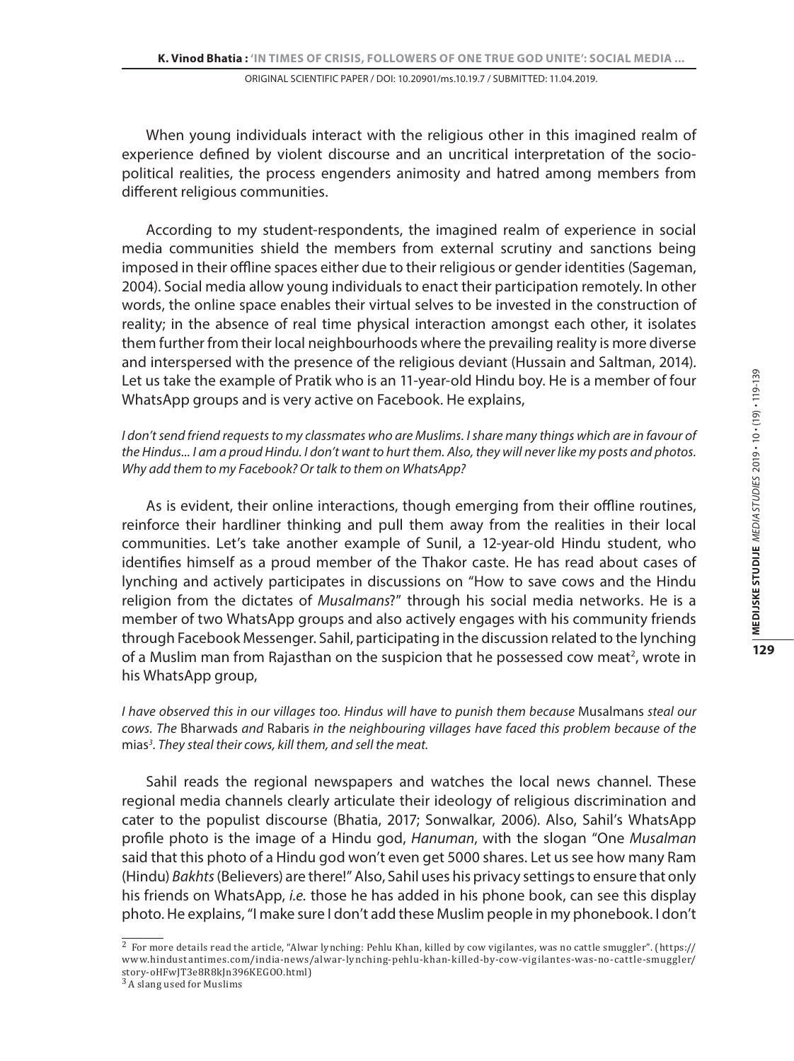When young individuals interact with the religious other in this imagined realm of experience defined by violent discourse and an uncritical interpretation of the socio-political realities, the process engenders animosity and hatred among members from different religious communities.

According to my student-respondents, the imagined realm of experience in social media communities shield the members from external scrutiny and sanctions being imposed in their offline spaces either due to their religious or gender identities (Sageman, 2004). Social media allow young individuals to enact their participation remotely. In other words, the online space enables their virtual selves to be invested in the construction of reality; in the absence of real time physical interaction amongst each other, it isolates them further from their local neighbourhoods where the prevailing reality is more diverse and interspersed with the presence of the religious deviant (Hussain and Saltman, 2014). Let us take the example of Pratik who is an 11-year-old Hindu boy. He is a member of four WhatsApp groups and is very active on Facebook. He explains,

*I don't send friend requests to my classmates who are Muslims. I share many things which are in favour of the Hindus... I am a proud Hindu. I don't want to hurt them. Also, they will never like my posts and photos. Why add them to my Facebook? Or talk to them on WhatsApp?*

As is evident, their online interactions, though emerging from their offline routines, reinforce their hardliner thinking and pull them away from the realities in their local communities. Let's take another example of Sunil, a 12-year-old Hindu student, who identifies himself as a proud member of the Thakor caste. He has read about cases of lynching and actively participates in discussions on "How to save cows and the Hindu religion from the dictates of *Musalmans*?" through his social media networks. He is a member of two WhatsApp groups and also actively engages with his community friends through Facebook Messenger. Sahil, participating in the discussion related to the lynching of a Muslim man from Rajasthan on the suspicion that he possessed cow meat[2], wrote in his WhatsApp group,

*I have observed this in our villages too. Hindus will have to punish them because* Musalmans *steal our cows. The* Bharwads *and* Rabaris *in the neighbouring villages have faced this problem because of the* mias[3]*. They steal their cows, kill them, and sell the meat.*

Sahil reads the regional newspapers and watches the local news channel. These regional media channels clearly articulate their ideology of religious discrimination and cater to the populist discourse (Bhatia, 2017; Sonwalkar, 2006). Also, Sahil's WhatsApp profile photo is the image of a Hindu god, *Hanuman*, with the slogan "One *Musalman* said that this photo of a Hindu god won't even get 5000 shares. Let us see how many Ram (Hindu) *Bakhts* (Believers) are there!" Also, Sahil uses his privacy settings to ensure that only his friends on WhatsApp, *i.e.* those he has added in his phone book, can see this display photo. He explains, "I make sure I don't add these Muslim people in my phonebook. I don't

---

[2] For more details read the article, "Alwar lynching: Pehlu Khan, killed by cow vigilantes, was no cattle smuggler". (https://www.hindustantimes.com/india-news/alwar-lynching-pehlu-khan-killed-by-cow-vigilantes-was-no-cattle-smuggler/story-oHFwJT3e8R8kJn396KEGOO.html)

[3] A slang used for Muslims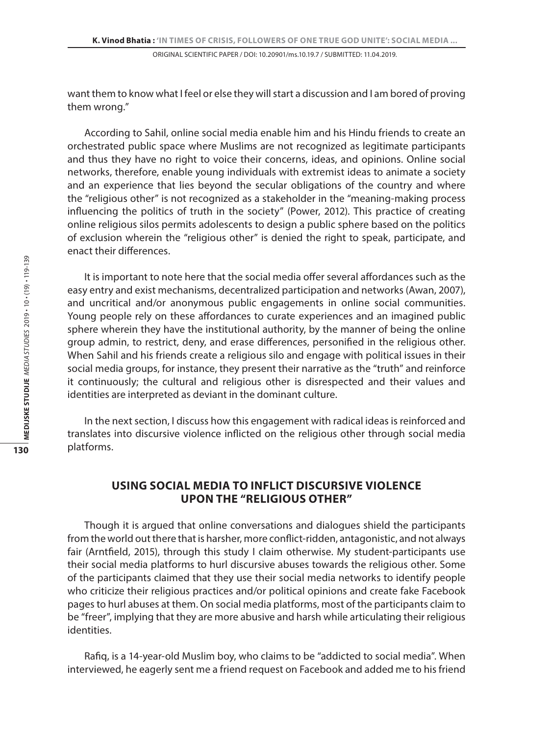want them to know what I feel or else they will start a discussion and I am bored of proving them wrong."

According to Sahil, online social media enable him and his Hindu friends to create an orchestrated public space where Muslims are not recognized as legitimate participants and thus they have no right to voice their concerns, ideas, and opinions. Online social networks, therefore, enable young individuals with extremist ideas to animate a society and an experience that lies beyond the secular obligations of the country and where the "religious other" is not recognized as a stakeholder in the "meaning-making process influencing the politics of truth in the society" (Power, 2012). This practice of creating online religious silos permits adolescents to design a public sphere based on the politics of exclusion wherein the "religious other" is denied the right to speak, participate, and enact their differences.

It is important to note here that the social media offer several affordances such as the easy entry and exist mechanisms, decentralized participation and networks (Awan, 2007), and uncritical and/or anonymous public engagements in online social communities. Young people rely on these affordances to curate experiences and an imagined public sphere wherein they have the institutional authority, by the manner of being the online group admin, to restrict, deny, and erase differences, personified in the religious other. When Sahil and his friends create a religious silo and engage with political issues in their social media groups, for instance, they present their narrative as the "truth" and reinforce it continuously; the cultural and religious other is disrespected and their values and identities are interpreted as deviant in the dominant culture.

In the next section, I discuss how this engagement with radical ideas is reinforced and translates into discursive violence inflicted on the religious other through social media platforms.

## USING SOCIAL MEDIA TO INFLICT DISCURSIVE VIOLENCE UPON THE "RELIGIOUS OTHER"

Though it is argued that online conversations and dialogues shield the participants from the world out there that is harsher, more conflict-ridden, antagonistic, and not always fair (Arntfield, 2015), through this study I claim otherwise. My student-participants use their social media platforms to hurl discursive abuses towards the religious other. Some of the participants claimed that they use their social media networks to identify people who criticize their religious practices and/or political opinions and create fake Facebook pages to hurl abuses at them. On social media platforms, most of the participants claim to be "freer", implying that they are more abusive and harsh while articulating their religious identities.

Rafiq, is a 14-year-old Muslim boy, who claims to be "addicted to social media". When interviewed, he eagerly sent me a friend request on Facebook and added me to his friend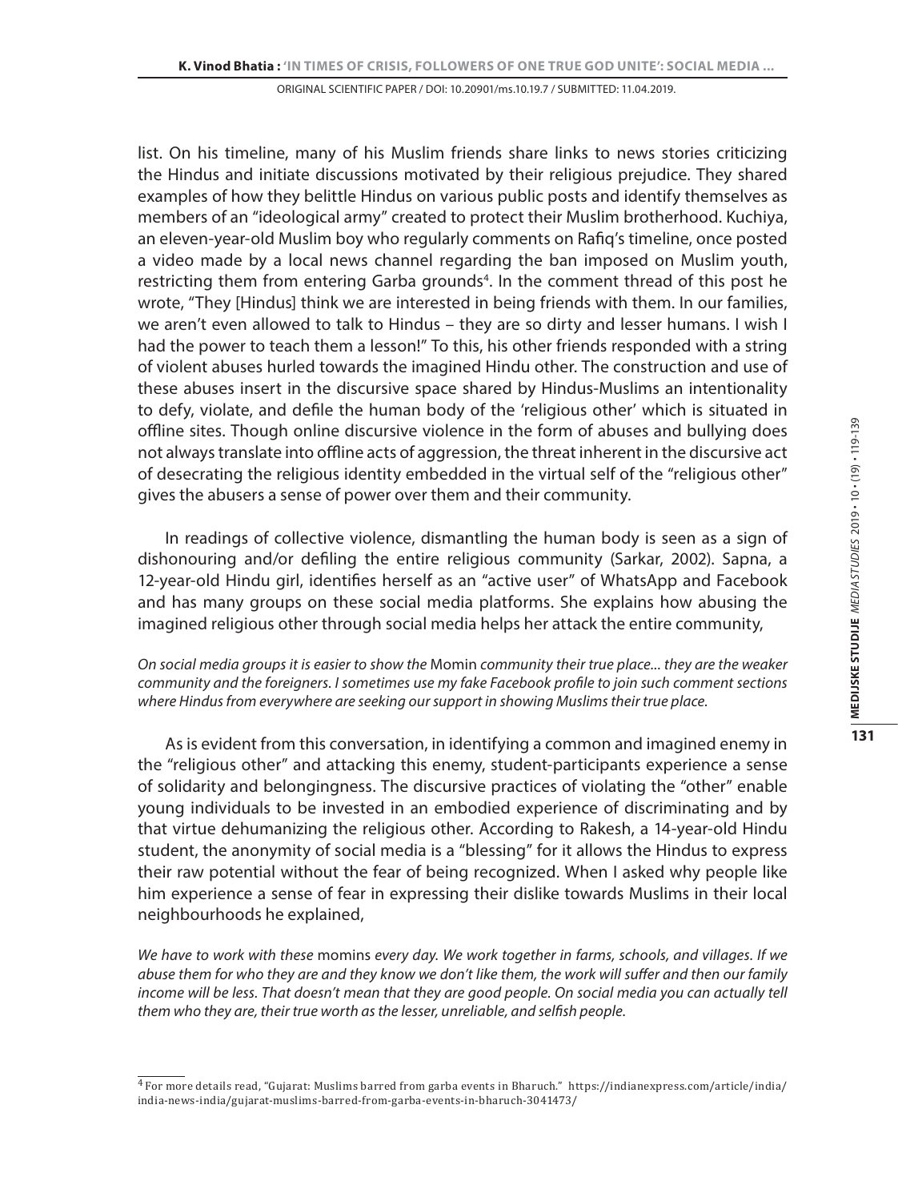list. On his timeline, many of his Muslim friends share links to news stories criticizing the Hindus and initiate discussions motivated by their religious prejudice. They shared examples of how they belittle Hindus on various public posts and identify themselves as members of an "ideological army" created to protect their Muslim brotherhood. Kuchiya, an eleven-year-old Muslim boy who regularly comments on Rafiq's timeline, once posted a video made by a local news channel regarding the ban imposed on Muslim youth, restricting them from entering Garba grounds[4]. In the comment thread of this post he wrote, "They [Hindus] think we are interested in being friends with them. In our families, we aren't even allowed to talk to Hindus – they are so dirty and lesser humans. I wish I had the power to teach them a lesson!" To this, his other friends responded with a string of violent abuses hurled towards the imagined Hindu other. The construction and use of these abuses insert in the discursive space shared by Hindus-Muslims an intentionality to defy, violate, and defile the human body of the 'religious other' which is situated in offline sites. Though online discursive violence in the form of abuses and bullying does not always translate into offline acts of aggression, the threat inherent in the discursive act of desecrating the religious identity embedded in the virtual self of the "religious other" gives the abusers a sense of power over them and their community.

In readings of collective violence, dismantling the human body is seen as a sign of dishonouring and/or defiling the entire religious community (Sarkar, 2002). Sapna, a 12-year-old Hindu girl, identifies herself as an "active user" of WhatsApp and Facebook and has many groups on these social media platforms. She explains how abusing the imagined religious other through social media helps her attack the entire community,

*On social media groups it is easier to show the* Momin *community their true place... they are the weaker community and the foreigners. I sometimes use my fake Facebook profile to join such comment sections where Hindus from everywhere are seeking our support in showing Muslims their true place.*

As is evident from this conversation, in identifying a common and imagined enemy in the "religious other" and attacking this enemy, student-participants experience a sense of solidarity and belongingness. The discursive practices of violating the "other" enable young individuals to be invested in an embodied experience of discriminating and by that virtue dehumanizing the religious other. According to Rakesh, a 14-year-old Hindu student, the anonymity of social media is a "blessing" for it allows the Hindus to express their raw potential without the fear of being recognized. When I asked why people like him experience a sense of fear in expressing their dislike towards Muslims in their local neighbourhoods he explained,

*We have to work with these* momins *every day. We work together in farms, schools, and villages. If we abuse them for who they are and they know we don't like them, the work will suffer and then our family income will be less. That doesn't mean that they are good people. On social media you can actually tell them who they are, their true worth as the lesser, unreliable, and selfish people.*

---

[4] For more details read, "Gujarat: Muslims barred from garba events in Bharuch." https://indianexpress.com/article/india/india-news-india/gujarat-muslims-barred-from-garba-events-in-bharuch-3041473/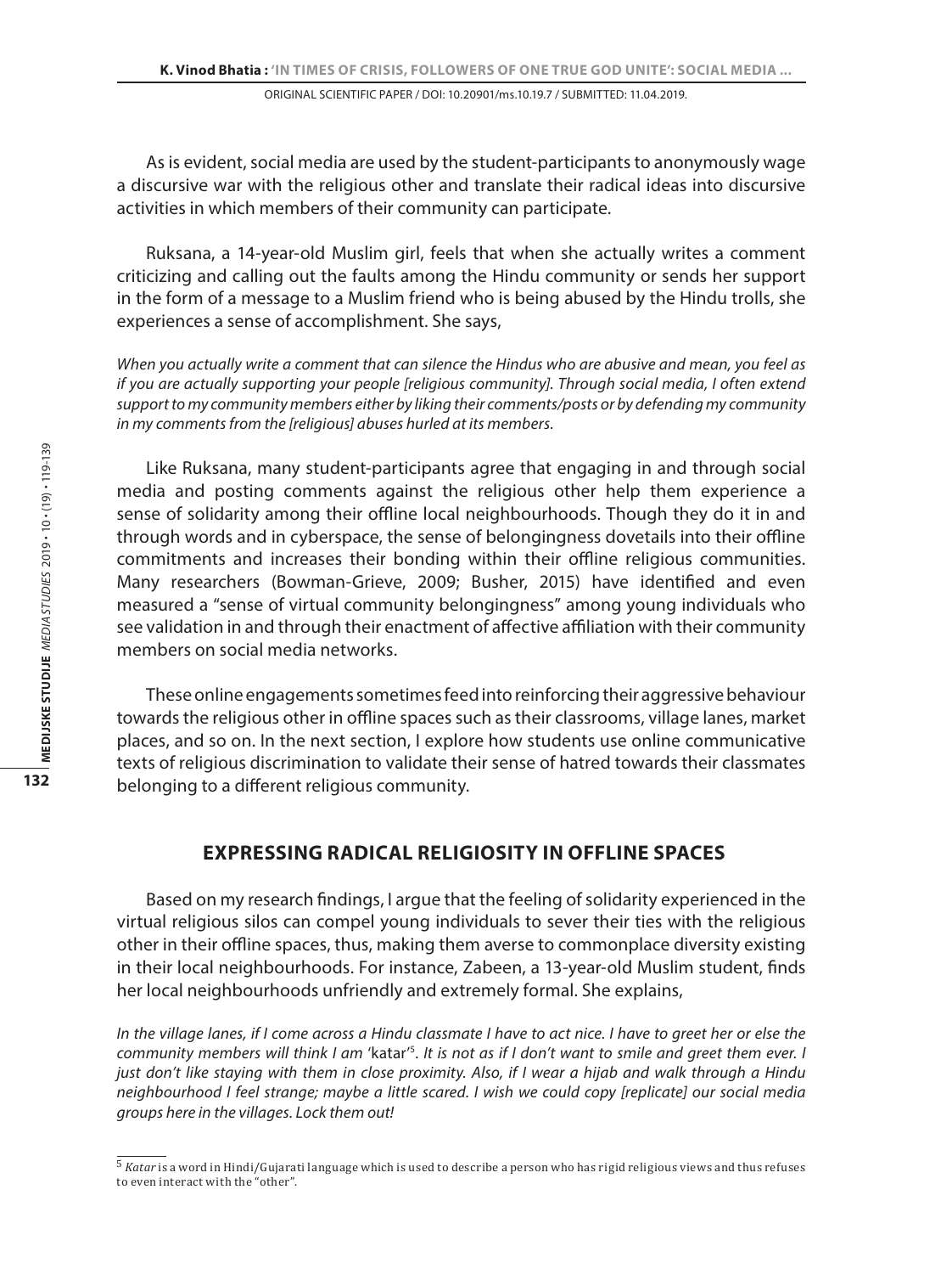As is evident, social media are used by the student-participants to anonymously wage a discursive war with the religious other and translate their radical ideas into discursive activities in which members of their community can participate.

Ruksana, a 14-year-old Muslim girl, feels that when she actually writes a comment criticizing and calling out the faults among the Hindu community or sends her support in the form of a message to a Muslim friend who is being abused by the Hindu trolls, she experiences a sense of accomplishment. She says,

*When you actually write a comment that can silence the Hindus who are abusive and mean, you feel as if you are actually supporting your people [religious community]. Through social media, I often extend support to my community members either by liking their comments/posts or by defending my community in my comments from the [religious] abuses hurled at its members.*

Like Ruksana, many student-participants agree that engaging in and through social media and posting comments against the religious other help them experience a sense of solidarity among their offline local neighbourhoods. Though they do it in and through words and in cyberspace, the sense of belongingness dovetails into their offline commitments and increases their bonding within their offline religious communities. Many researchers (Bowman-Grieve, 2009; Busher, 2015) have identified and even measured a "sense of virtual community belongingness" among young individuals who see validation in and through their enactment of affective affiliation with their community members on social media networks.

These online engagements sometimes feed into reinforcing their aggressive behaviour towards the religious other in offline spaces such as their classrooms, village lanes, market places, and so on. In the next section, I explore how students use online communicative texts of religious discrimination to validate their sense of hatred towards their classmates belonging to a different religious community.

## EXPRESSING RADICAL RELIGIOSITY IN OFFLINE SPACES

Based on my research findings, I argue that the feeling of solidarity experienced in the virtual religious silos can compel young individuals to sever their ties with the religious other in their offline spaces, thus, making them averse to commonplace diversity existing in their local neighbourhoods. For instance, Zabeen, a 13-year-old Muslim student, finds her local neighbourhoods unfriendly and extremely formal. She explains,

*In the village lanes, if I come across a Hindu classmate I have to act nice. I have to greet her or else the community members will think I am* 'katar'[5]*. It is not as if I don't want to smile and greet them ever. I just don't like staying with them in close proximity. Also, if I wear a hijab and walk through a Hindu neighbourhood I feel strange; maybe a little scared. I wish we could copy [replicate] our social media groups here in the villages. Lock them out!*

[5] *Katar* is a word in Hindi/Gujarati language which is used to describe a person who has rigid religious views and thus refuses to even interact with the "other".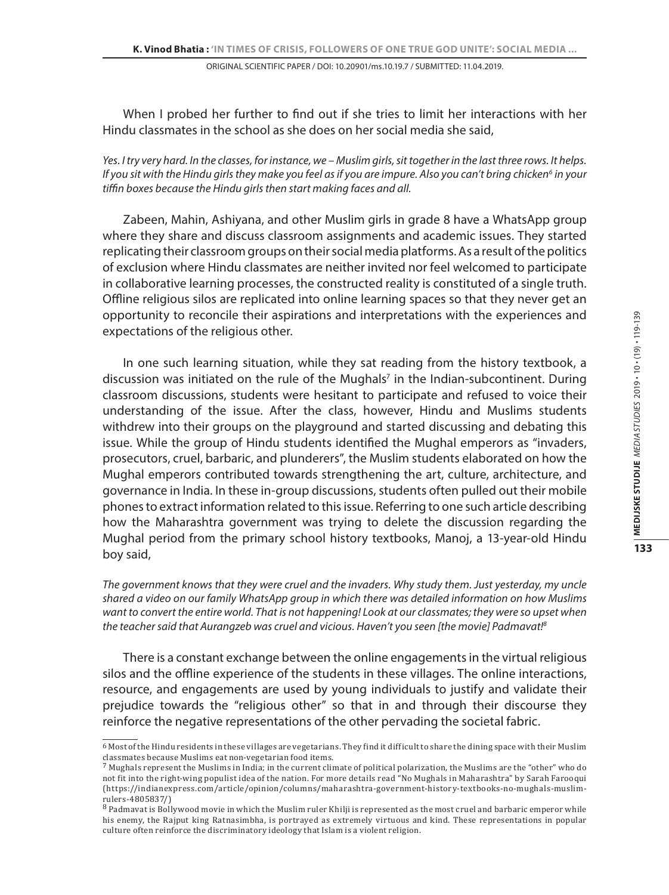When I probed her further to find out if she tries to limit her interactions with her Hindu classmates in the school as she does on her social media she said,

*Yes. I try very hard. In the classes, for instance, we – Muslim girls, sit together in the last three rows. It helps. If you sit with the Hindu girls they make you feel as if you are impure. Also you can't bring chicken*[6] *in your tiffin boxes because the Hindu girls then start making faces and all.*

Zabeen, Mahin, Ashiyana, and other Muslim girls in grade 8 have a WhatsApp group where they share and discuss classroom assignments and academic issues. They started replicating their classroom groups on their social media platforms. As a result of the politics of exclusion where Hindu classmates are neither invited nor feel welcomed to participate in collaborative learning processes, the constructed reality is constituted of a single truth. Offline religious silos are replicated into online learning spaces so that they never get an opportunity to reconcile their aspirations and interpretations with the experiences and expectations of the religious other.

In one such learning situation, while they sat reading from the history textbook, a discussion was initiated on the rule of the Mughals[7] in the Indian-subcontinent. During classroom discussions, students were hesitant to participate and refused to voice their understanding of the issue. After the class, however, Hindu and Muslims students withdrew into their groups on the playground and started discussing and debating this issue. While the group of Hindu students identified the Mughal emperors as "invaders, prosecutors, cruel, barbaric, and plunderers", the Muslim students elaborated on how the Mughal emperors contributed towards strengthening the art, culture, architecture, and governance in India. In these in-group discussions, students often pulled out their mobile phones to extract information related to this issue. Referring to one such article describing how the Maharashtra government was trying to delete the discussion regarding the Mughal period from the primary school history textbooks, Manoj, a 13-year-old Hindu boy said,

*The government knows that they were cruel and the invaders. Why study them. Just yesterday, my uncle shared a video on our family WhatsApp group in which there was detailed information on how Muslims want to convert the entire world. That is not happening! Look at our classmates; they were so upset when the teacher said that Aurangzeb was cruel and vicious. Haven't you seen [the movie] Padmavat!*[8]

There is a constant exchange between the online engagements in the virtual religious silos and the offline experience of the students in these villages. The online interactions, resource, and engagements are used by young individuals to justify and validate their prejudice towards the "religious other" so that in and through their discourse they reinforce the negative representations of the other pervading the societal fabric.

---

[6] Most of the Hindu residents in these villages are vegetarians. They find it difficult to share the dining space with their Muslim classmates because Muslims eat non-vegetarian food items.

[7] Mughals represent the Muslims in India; in the current climate of political polarization, the Muslims are the "other" who do not fit into the right-wing populist idea of the nation. For more details read "No Mughals in Maharashtra" by Sarah Farooqui (https://indianexpress.com/article/opinion/columns/maharashtra-government-history-textbooks-no-mughals-muslim-rulers-4805837/)

[8] Padmavat is Bollywood movie in which the Muslim ruler Khilji is represented as the most cruel and barbaric emperor while his enemy, the Rajput king Ratnasimbha, is portrayed as extremely virtuous and kind. These representations in popular culture often reinforce the discriminatory ideology that Islam is a violent religion.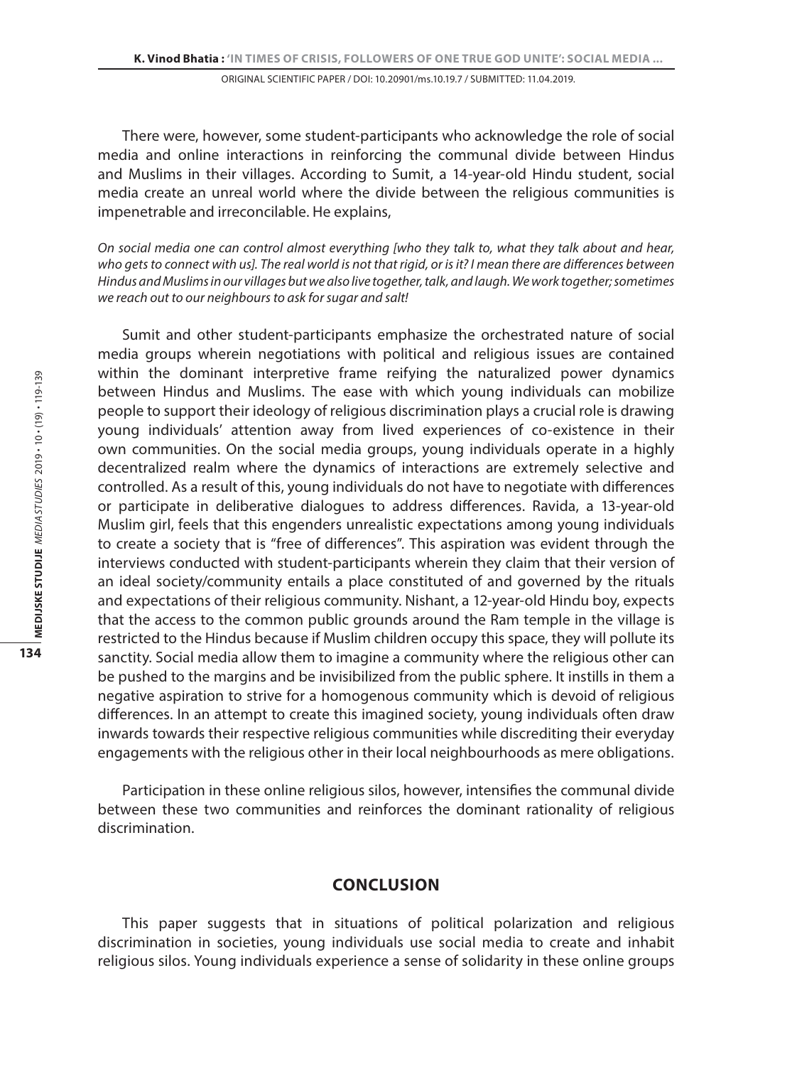There were, however, some student-participants who acknowledge the role of social media and online interactions in reinforcing the communal divide between Hindus and Muslims in their villages. According to Sumit, a 14-year-old Hindu student, social media create an unreal world where the divide between the religious communities is impenetrable and irreconcilable. He explains,

*On social media one can control almost everything [who they talk to, what they talk about and hear, who gets to connect with us]. The real world is not that rigid, or is it? I mean there are differences between Hindus and Muslims in our villages but we also live together, talk, and laugh. We work together; sometimes we reach out to our neighbours to ask for sugar and salt!*

Sumit and other student-participants emphasize the orchestrated nature of social media groups wherein negotiations with political and religious issues are contained within the dominant interpretive frame reifying the naturalized power dynamics between Hindus and Muslims. The ease with which young individuals can mobilize people to support their ideology of religious discrimination plays a crucial role is drawing young individuals' attention away from lived experiences of co-existence in their own communities. On the social media groups, young individuals operate in a highly decentralized realm where the dynamics of interactions are extremely selective and controlled. As a result of this, young individuals do not have to negotiate with differences or participate in deliberative dialogues to address differences. Ravida, a 13-year-old Muslim girl, feels that this engenders unrealistic expectations among young individuals to create a society that is "free of differences". This aspiration was evident through the interviews conducted with student-participants wherein they claim that their version of an ideal society/community entails a place constituted of and governed by the rituals and expectations of their religious community. Nishant, a 12-year-old Hindu boy, expects that the access to the common public grounds around the Ram temple in the village is restricted to the Hindus because if Muslim children occupy this space, they will pollute its sanctity. Social media allow them to imagine a community where the religious other can be pushed to the margins and be invisibilized from the public sphere. It instills in them a negative aspiration to strive for a homogenous community which is devoid of religious differences. In an attempt to create this imagined society, young individuals often draw inwards towards their respective religious communities while discrediting their everyday engagements with the religious other in their local neighbourhoods as mere obligations.

Participation in these online religious silos, however, intensifies the communal divide between these two communities and reinforces the dominant rationality of religious discrimination.

## CONCLUSION

This paper suggests that in situations of political polarization and religious discrimination in societies, young individuals use social media to create and inhabit religious silos. Young individuals experience a sense of solidarity in these online groups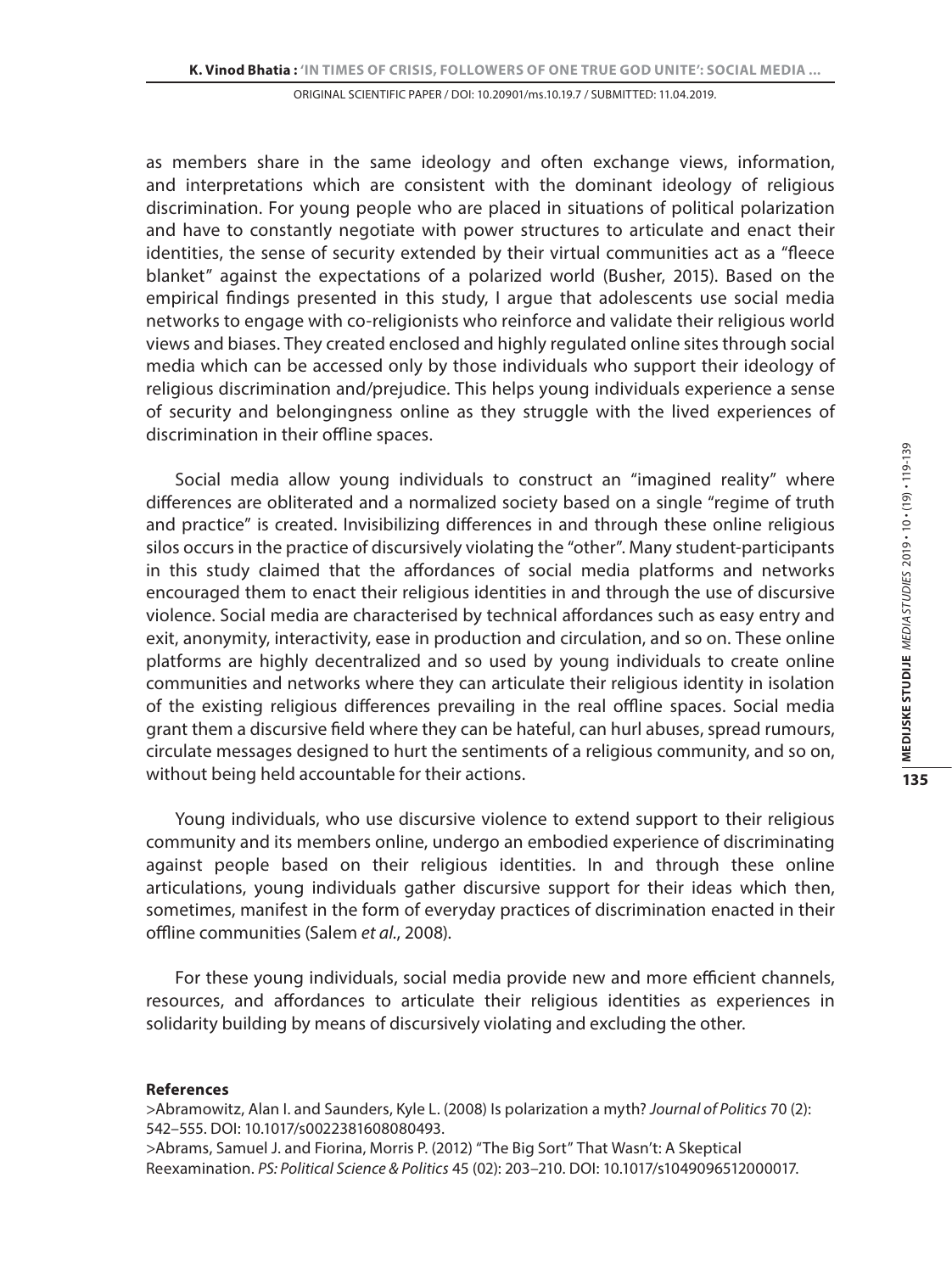as members share in the same ideology and often exchange views, information, and interpretations which are consistent with the dominant ideology of religious discrimination. For young people who are placed in situations of political polarization and have to constantly negotiate with power structures to articulate and enact their identities, the sense of security extended by their virtual communities act as a "fleece blanket" against the expectations of a polarized world (Busher, 2015). Based on the empirical findings presented in this study, I argue that adolescents use social media networks to engage with co-religionists who reinforce and validate their religious world views and biases. They created enclosed and highly regulated online sites through social media which can be accessed only by those individuals who support their ideology of religious discrimination and/prejudice. This helps young individuals experience a sense of security and belongingness online as they struggle with the lived experiences of discrimination in their offline spaces.

Social media allow young individuals to construct an "imagined reality" where differences are obliterated and a normalized society based on a single "regime of truth and practice" is created. Invisibilizing differences in and through these online religious silos occurs in the practice of discursively violating the "other". Many student-participants in this study claimed that the affordances of social media platforms and networks encouraged them to enact their religious identities in and through the use of discursive violence. Social media are characterised by technical affordances such as easy entry and exit, anonymity, interactivity, ease in production and circulation, and so on. These online platforms are highly decentralized and so used by young individuals to create online communities and networks where they can articulate their religious identity in isolation of the existing religious differences prevailing in the real offline spaces. Social media grant them a discursive field where they can be hateful, can hurl abuses, spread rumours, circulate messages designed to hurt the sentiments of a religious community, and so on, without being held accountable for their actions.

Young individuals, who use discursive violence to extend support to their religious community and its members online, undergo an embodied experience of discriminating against people based on their religious identities. In and through these online articulations, young individuals gather discursive support for their ideas which then, sometimes, manifest in the form of everyday practices of discrimination enacted in their offline communities (Salem *et al*., 2008).

For these young individuals, social media provide new and more efficient channels, resources, and affordances to articulate their religious identities as experiences in solidarity building by means of discursively violating and excluding the other.

**References**

>Abramowitz, Alan I. and Saunders, Kyle L. (2008) Is polarization a myth? *Journal of Politics* 70 (2): 542–555. DOI: 10.1017/s0022381608080493.

>Abrams, Samuel J. and Fiorina, Morris P. (2012) "The Big Sort" That Wasn't: A Skeptical Reexamination. *PS: Political Science & Politics* 45 (02): 203–210. DOI: 10.1017/s1049096512000017.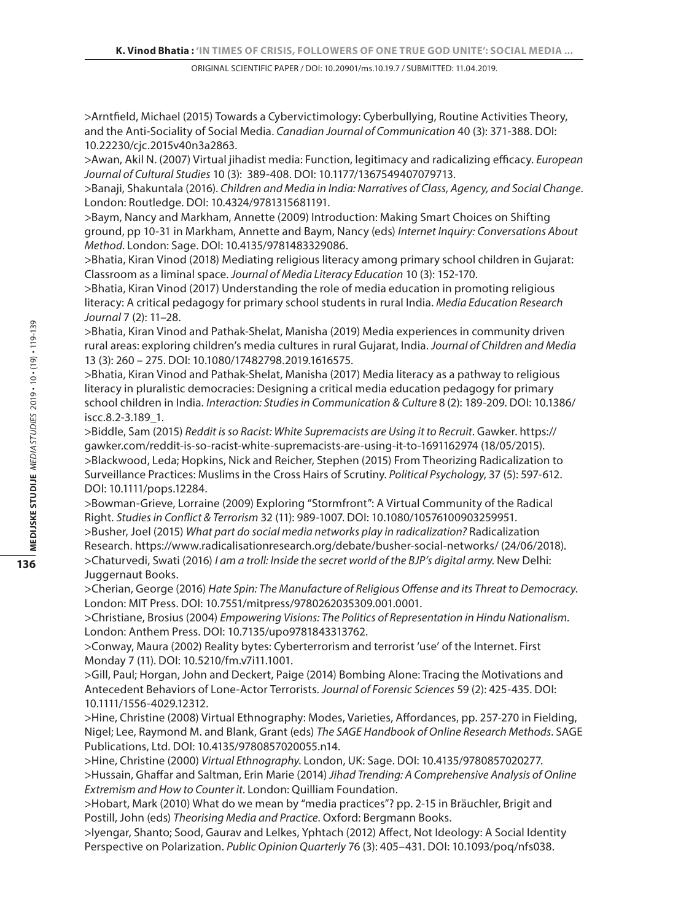>Arntfield, Michael (2015) Towards a Cybervictimology: Cyberbullying, Routine Activities Theory, and the Anti-Sociality of Social Media. *Canadian Journal of Communication* 40 (3): 371-388. DOI: 10.22230/cjc.2015v40n3a2863.

>Awan, Akil N. (2007) Virtual jihadist media: Function, legitimacy and radicalizing efficacy. *European Journal of Cultural Studies* 10 (3): 389-408. DOI: 10.1177/1367549407079713.

>Banaji, Shakuntala (2016). *Children and Media in India: Narratives of Class, Agency, and Social Change*. London: Routledge. DOI: 10.4324/9781315681191.

>Baym, Nancy and Markham, Annette (2009) Introduction: Making Smart Choices on Shifting ground, pp 10-31 in Markham, Annette and Baym, Nancy (eds) *Internet Inquiry: Conversations About Method*. London: Sage. DOI: 10.4135/9781483329086.

>Bhatia, Kiran Vinod (2018) Mediating religious literacy among primary school children in Gujarat: Classroom as a liminal space. *Journal of Media Literacy Education* 10 (3): 152-170.

>Bhatia, Kiran Vinod (2017) Understanding the role of media education in promoting religious literacy: A critical pedagogy for primary school students in rural India. *Media Education Research Journal* 7 (2): 11–28.

>Bhatia, Kiran Vinod and Pathak-Shelat, Manisha (2019) Media experiences in community driven rural areas: exploring children's media cultures in rural Gujarat, India. *Journal of Children and Media* 13 (3): 260 – 275. DOI: 10.1080/17482798.2019.1616575.

>Bhatia, Kiran Vinod and Pathak-Shelat, Manisha (2017) Media literacy as a pathway to religious literacy in pluralistic democracies: Designing a critical media education pedagogy for primary school children in India. *Interaction: Studies in Communication & Culture* 8 (2): 189-209. DOI: 10.1386/iscc.8.2-3.189_1.

>Biddle, Sam (2015) *Reddit is so Racist: White Supremacists are Using it to Recruit*. Gawker. https://gawker.com/reddit-is-so-racist-white-supremacists-are-using-it-to-1691162974 (18/05/2015).

>Blackwood, Leda; Hopkins, Nick and Reicher, Stephen (2015) From Theorizing Radicalization to Surveillance Practices: Muslims in the Cross Hairs of Scrutiny. *Political Psychology*, 37 (5): 597-612. DOI: 10.1111/pops.12284.

>Bowman-Grieve, Lorraine (2009) Exploring "Stormfront": A Virtual Community of the Radical Right. *Studies in Conflict & Terrorism* 32 (11): 989-1007. DOI: 10.1080/10576100903259951.

>Busher, Joel (2015) *What part do social media networks play in radicalization?* Radicalization Research. https://www.radicalisationresearch.org/debate/busher-social-networks/ (24/06/2018).

>Chaturvedi, Swati (2016) *I am a troll: Inside the secret world of the BJP's digital army*. New Delhi: Juggernaut Books.

>Cherian, George (2016) *Hate Spin: The Manufacture of Religious Offense and its Threat to Democracy*. London: MIT Press. DOI: 10.7551/mitpress/9780262035309.001.0001.

>Christiane, Brosius (2004) *Empowering Visions: The Politics of Representation in Hindu Nationalism*. London: Anthem Press. DOI: 10.7135/upo9781843313762.

>Conway, Maura (2002) Reality bytes: Cyberterrorism and terrorist 'use' of the Internet. First Monday 7 (11). DOI: 10.5210/fm.v7i11.1001.

>Gill, Paul; Horgan, John and Deckert, Paige (2014) Bombing Alone: Tracing the Motivations and Antecedent Behaviors of Lone-Actor Terrorists. *Journal of Forensic Sciences* 59 (2): 425-435. DOI: 10.1111/1556-4029.12312.

>Hine, Christine (2008) Virtual Ethnography: Modes, Varieties, Affordances, pp. 257-270 in Fielding, Nigel; Lee, Raymond M. and Blank, Grant (eds) *The SAGE Handbook of Online Research Methods*. SAGE Publications, Ltd. DOI: 10.4135/9780857020055.n14.

>Hine, Christine (2000) *Virtual Ethnography*. London, UK: Sage. DOI: 10.4135/9780857020277.

>Hussain, Ghaffar and Saltman, Erin Marie (2014) *Jihad Trending: A Comprehensive Analysis of Online Extremism and How to Counter it*. London: Quilliam Foundation.

>Hobart, Mark (2010) What do we mean by "media practices"? pp. 2-15 in Bräuchler, Brigit and Postill, John (eds) *Theorising Media and Practice*. Oxford: Bergmann Books.

>Iyengar, Shanto; Sood, Gaurav and Lelkes, Yphtach (2012) Affect, Not Ideology: A Social Identity Perspective on Polarization. *Public Opinion Quarterly* 76 (3): 405–431. DOI: 10.1093/poq/nfs038.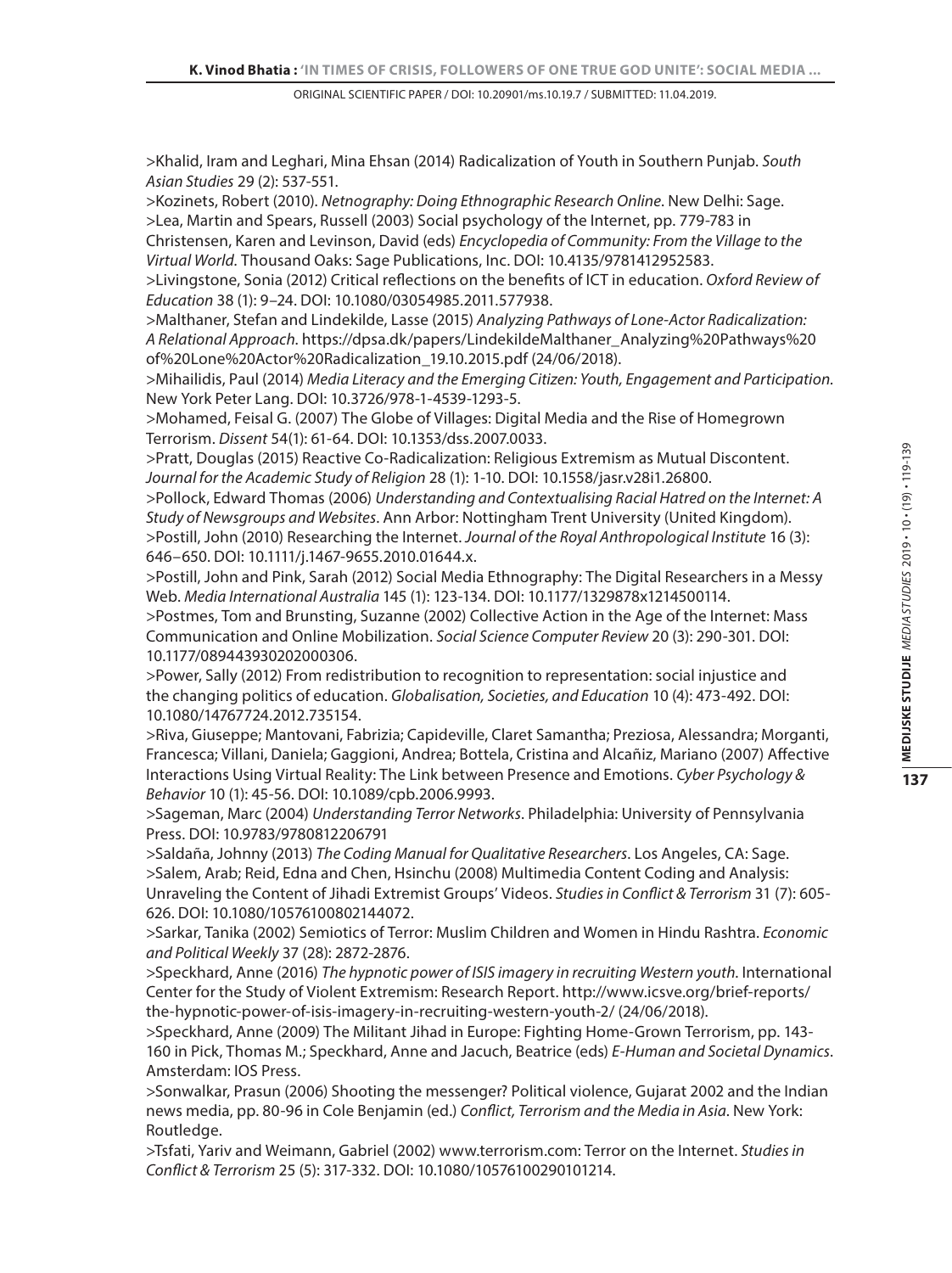>Khalid, Iram and Leghari, Mina Ehsan (2014) Radicalization of Youth in Southern Punjab. *South Asian Studies* 29 (2): 537-551.

>Kozinets, Robert (2010). *Netnography: Doing Ethnographic Research Online*. New Delhi: Sage.

>Lea, Martin and Spears, Russell (2003) Social psychology of the Internet, pp. 779-783 in Christensen, Karen and Levinson, David (eds) *Encyclopedia of Community: From the Village to the Virtual World.* Thousand Oaks: Sage Publications, Inc. DOI: 10.4135/9781412952583.

>Livingstone, Sonia (2012) Critical reflections on the benefits of ICT in education. *Oxford Review of Education* 38 (1): 9–24. DOI: 10.1080/03054985.2011.577938.

>Malthaner, Stefan and Lindekilde, Lasse (2015) *Analyzing Pathways of Lone-Actor Radicalization: A Relational Approach*. https://dpsa.dk/papers/LindekildeMalthaner_Analyzing%20Pathways%20of%20Lone%20Actor%20Radicalization_19.10.2015.pdf (24/06/2018).

>Mihailidis, Paul (2014) *Media Literacy and the Emerging Citizen: Youth, Engagement and Participation.* New York Peter Lang. DOI: 10.3726/978-1-4539-1293-5.

>Mohamed, Feisal G. (2007) The Globe of Villages: Digital Media and the Rise of Homegrown Terrorism. *Dissent* 54(1): 61-64. DOI: 10.1353/dss.2007.0033.

>Pratt, Douglas (2015) Reactive Co-Radicalization: Religious Extremism as Mutual Discontent. *Journal for the Academic Study of Religion* 28 (1): 1-10. DOI: 10.1558/jasr.v28i1.26800.

>Pollock, Edward Thomas (2006) *Understanding and Contextualising Racial Hatred on the Internet: A Study of Newsgroups and Websites*. Ann Arbor: Nottingham Trent University (United Kingdom).

>Postill, John (2010) Researching the Internet. *Journal of the Royal Anthropological Institute* 16 (3): 646–650. DOI: 10.1111/j.1467-9655.2010.01644.x.

>Postill, John and Pink, Sarah (2012) Social Media Ethnography: The Digital Researchers in a Messy Web. *Media International Australia* 145 (1): 123-134. DOI: 10.1177/1329878x1214500114.

>Postmes, Tom and Brunsting, Suzanne (2002) Collective Action in the Age of the Internet: Mass Communication and Online Mobilization. *Social Science Computer Review* 20 (3): 290-301. DOI: 10.1177/089443930202000306.

>Power, Sally (2012) From redistribution to recognition to representation: social injustice and the changing politics of education. *Globalisation, Societies, and Education* 10 (4): 473-492. DOI: 10.1080/14767724.2012.735154.

>Riva, Giuseppe; Mantovani, Fabrizia; Capideville, Claret Samantha; Preziosa, Alessandra; Morganti, Francesca; Villani, Daniela; Gaggioni, Andrea; Bottela, Cristina and Alcañiz, Mariano (2007) Affective Interactions Using Virtual Reality: The Link between Presence and Emotions. *Cyber Psychology & Behavior* 10 (1): 45-56. DOI: 10.1089/cpb.2006.9993.

>Sageman, Marc (2004) *Understanding Terror Networks*. Philadelphia: University of Pennsylvania Press. DOI: 10.9783/9780812206791

>Saldaña, Johnny (2013) *The Coding Manual for Qualitative Researchers*. Los Angeles, CA: Sage.

>Salem, Arab; Reid, Edna and Chen, Hsinchu (2008) Multimedia Content Coding and Analysis: Unraveling the Content of Jihadi Extremist Groups' Videos. *Studies in Conflict & Terrorism* 31 (7): 605-626. DOI: 10.1080/10576100802144072.

>Sarkar, Tanika (2002) Semiotics of Terror: Muslim Children and Women in Hindu Rashtra. *Economic and Political Weekly* 37 (28): 2872-2876.

>Speckhard, Anne (2016) *The hypnotic power of ISIS imagery in recruiting Western youth.* International Center for the Study of Violent Extremism: Research Report. http://www.icsve.org/brief-reports/the-hypnotic-power-of-isis-imagery-in-recruiting-western-youth-2/ (24/06/2018).

>Speckhard, Anne (2009) The Militant Jihad in Europe: Fighting Home-Grown Terrorism, pp. 143-160 in Pick, Thomas M.; Speckhard, Anne and Jacuch, Beatrice (eds) *E-Human and Societal Dynamics*. Amsterdam: IOS Press.

>Sonwalkar, Prasun (2006) Shooting the messenger? Political violence, Gujarat 2002 and the Indian news media, pp. 80-96 in Cole Benjamin (ed.) *Conflict, Terrorism and the Media in Asia*. New York: Routledge.

>Tsfati, Yariv and Weimann, Gabriel (2002) www.terrorism.com: Terror on the Internet. *Studies in Conflict & Terrorism* 25 (5): 317-332. DOI: 10.1080/10576100290101214.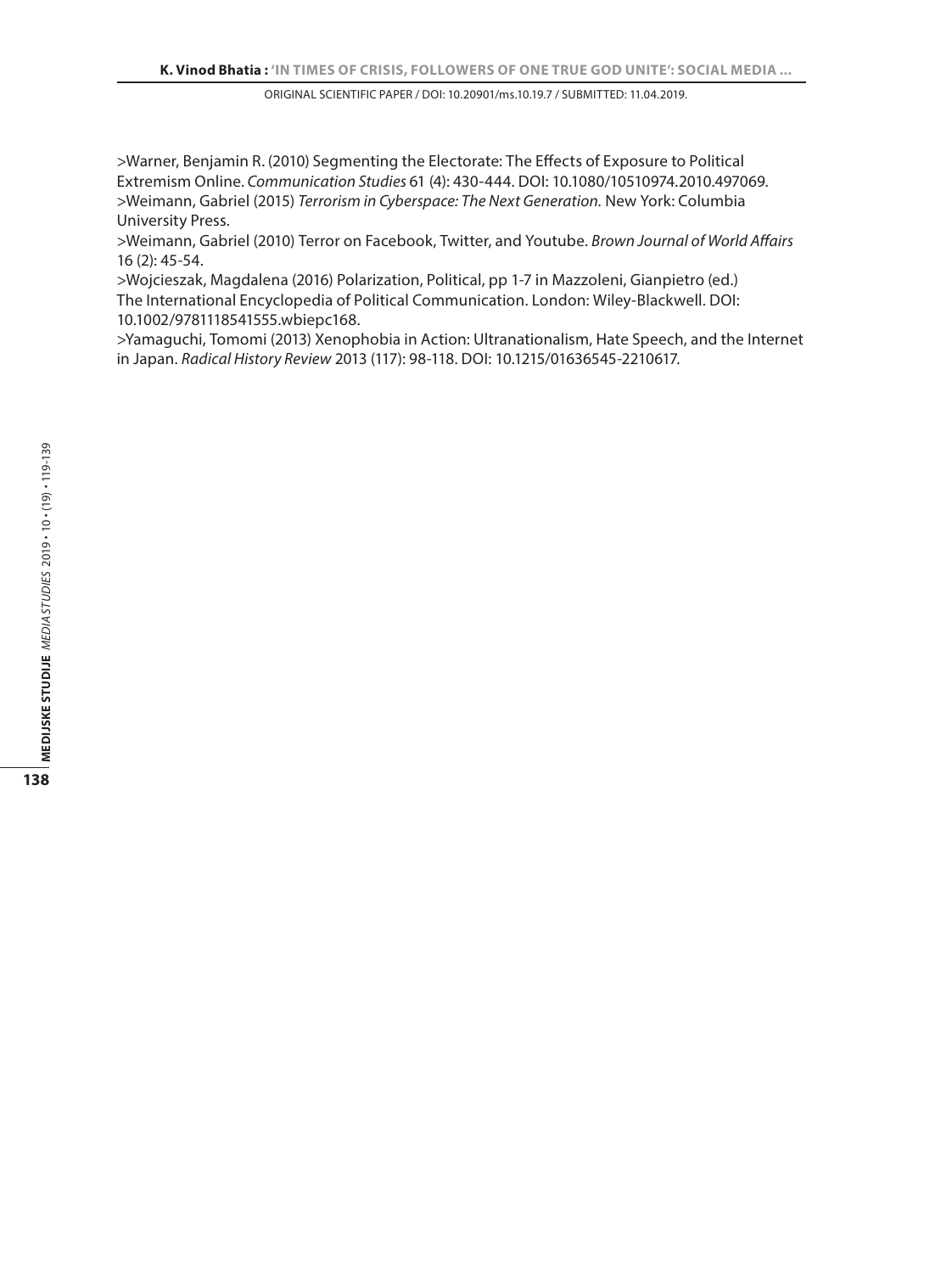>Warner, Benjamin R. (2010) Segmenting the Electorate: The Effects of Exposure to Political Extremism Online. *Communication Studies* 61 (4): 430-444. DOI: 10.1080/10510974.2010.497069.

>Weimann, Gabriel (2015) *Terrorism in Cyberspace: The Next Generation.* New York: Columbia University Press.

>Weimann, Gabriel (2010) Terror on Facebook, Twitter, and Youtube. *Brown Journal of World Affairs* 16 (2): 45-54.

>Wojcieszak, Magdalena (2016) Polarization, Political, pp 1-7 in Mazzoleni, Gianpietro (ed.) The International Encyclopedia of Political Communication. London: Wiley-Blackwell. DOI: 10.1002/9781118541555.wbiepc168.

>Yamaguchi, Tomomi (2013) Xenophobia in Action: Ultranationalism, Hate Speech, and the Internet in Japan. *Radical History Review* 2013 (117): 98-118. DOI: 10.1215/01636545-2210617.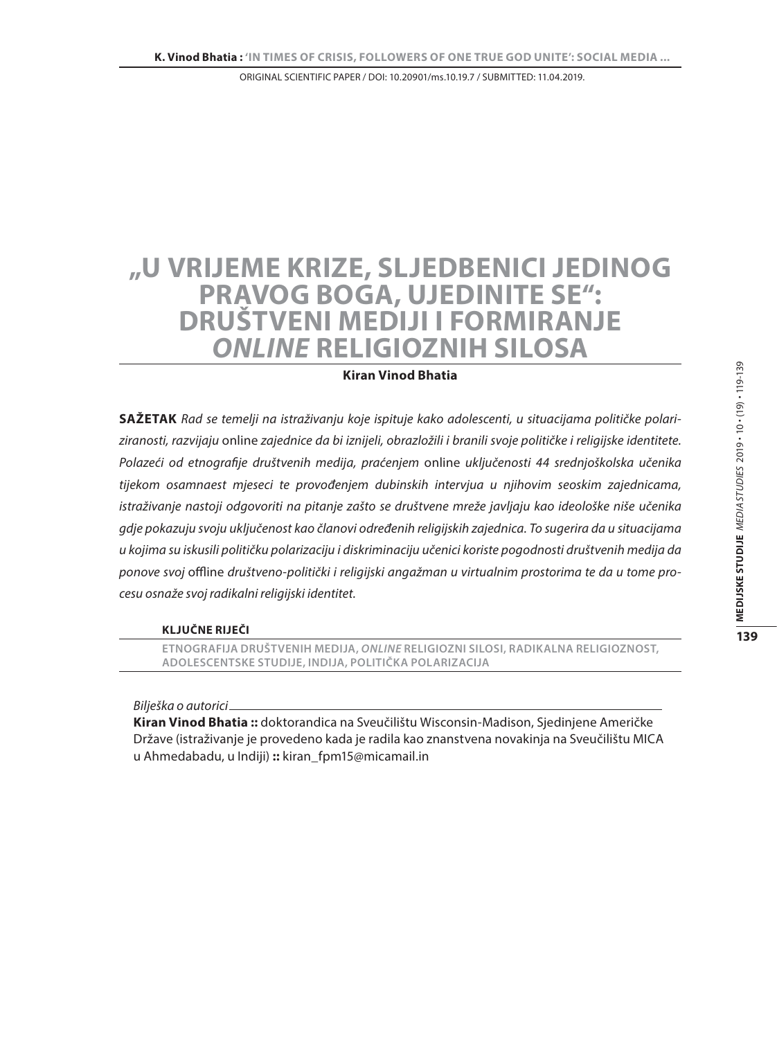ORIGINAL SCIENTIFIC PAPER / DOI: 10.20901/ms.10.19.7 / SUBMITTED: 11.04.2019.

# „U VRIJEME KRIZE, SLJEDBENICI JEDINOG PRAVOG BOGA, UJEDINITE SE“: DRUŠTVENI MEDIJI I FORMIRANJE *ONLINE* RELIGIOZNIH SILOSA

**Kiran Vinod Bhatia**

**SAŽETAK** *Rad se temelji na istraživanju koje ispituje kako adolescenti, u situacijama političke polariziranosti, razvijaju* online *zajednice da bi iznijeli, obrazložili i branili svoje političke i religijske identitete. Polazeći od etnografije društvenih medija, praćenjem* online *uključenosti 44 srednjoškolska učenika tijekom osamnaest mjeseci te provođenjem dubinskih intervjua u njihovim seoskim zajednicama, istraživanje nastoji odgovoriti na pitanje zašto se društvene mreže javljaju kao ideološke niše učenika gdje pokazuju svoju uključenost kao članovi određenih religijskih zajednica. To sugerira da u situacijama u kojima su iskusili političku polarizaciju i diskriminaciju učenici koriste pogodnosti društvenih medija da ponove svoj* offline *društveno-politički i religijski angažman u virtualnim prostorima te da u tome procesu osnaže svoj radikalni religijski identitet.*

**KLJUČNE RIJEČI**

ETNOGRAFIJA DRUŠTVENIH MEDIJA, *ONLINE* RELIGIOZNI SILOSI, RADIKALNA RELIGIOZNOST, ADOLESCENTSKE STUDIJE, INDIJA, POLITIČKA POLARIZACIJA

*Bilješka o autorici*

**Kiran Vinod Bhatia ::** doktorandica na Sveučilištu Wisconsin-Madison, Sjedinjene Američke Države (istraživanje je provedeno kada je radila kao znanstvena novakinja na Sveučilištu MICA u Ahmedabadu, u Indiji) **::** kiran_fpm15@micamail.in